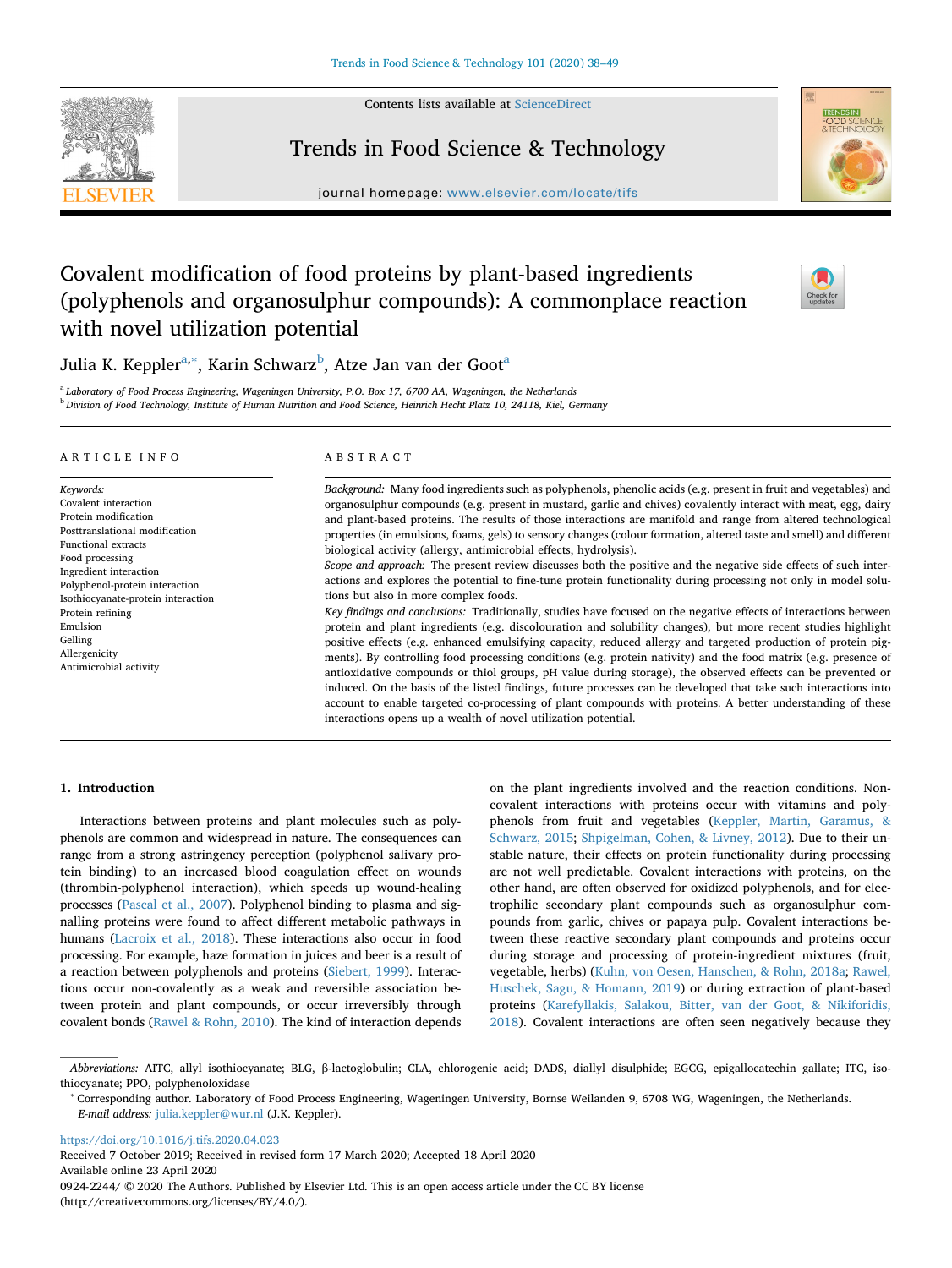# Covalent modification of food proteins by plant-based ingredients (polyphenols and organosulphur compounds): A commonplace reaction with novel utilization potential

Julia K. Keppler[a,*], Karin Schwarz[b], Atze Jan van der Goot[a]

[a] Laboratory of Food Process Engineering, Wageningen University, P.O. Box 17, 6700 AA, Wageningen, the Netherlands
[b] Division of Food Technology, Institute of Human Nutrition and Food Science, Heinrich Hecht Platz 10, 24118, Kiel, Germany

## ARTICLE INFO

*Keywords:*
Covalent interaction
Protein modification
Posttranslational modification
Functional extracts
Food processing
Ingredient interaction
Polyphenol-protein interaction
Isothiocyanate-protein interaction
Protein refining
Emulsion
Gelling
Allergenicity
Antimicrobial activity

## ABSTRACT

*Background:* Many food ingredients such as polyphenols, phenolic acids (e.g. present in fruit and vegetables) and organosulphur compounds (e.g. present in mustard, garlic and chives) covalently interact with meat, egg, dairy and plant-based proteins. The results of those interactions are manifold and range from altered technological properties (in emulsions, foams, gels) to sensory changes (colour formation, altered taste and smell) and different biological activity (allergy, antimicrobial effects, hydrolysis).

*Scope and approach:* The present review discusses both the positive and the negative side effects of such interactions and explores the potential to fine-tune protein functionality during processing not only in model solutions but also in more complex foods.

*Key findings and conclusions:* Traditionally, studies have focused on the negative effects of interactions between protein and plant ingredients (e.g. discolouration and solubility changes), but more recent studies highlight positive effects (e.g. enhanced emulsifying capacity, reduced allergy and targeted production of protein pigments). By controlling food processing conditions (e.g. protein nativity) and the food matrix (e.g. presence of antioxidative compounds or thiol groups, pH value during storage), the observed effects can be prevented or induced. On the basis of the listed findings, future processes can be developed that take such interactions into account to enable targeted co-processing of plant compounds with proteins. A better understanding of these interactions opens up a wealth of novel utilization potential.

## 1. Introduction

Interactions between proteins and plant molecules such as polyphenols are common and widespread in nature. The consequences can range from a strong astringency perception (polyphenol salivary protein binding) to an increased blood coagulation effect on wounds (thrombin-polyphenol interaction), which speeds up wound-healing processes (Pascal et al., 2007). Polyphenol binding to plasma and signalling proteins were found to affect different metabolic pathways in humans (Lacroix et al., 2018). These interactions also occur in food processing. For example, haze formation in juices and beer is a result of a reaction between polyphenols and proteins (Siebert, 1999). Interactions occur non-covalently as a weak and reversible association between protein and plant compounds, or occur irreversibly through covalent bonds (Rawel & Rohn, 2010). The kind of interaction depends on the plant ingredients involved and the reaction conditions. Non-covalent interactions with proteins occur with vitamins and polyphenols from fruit and vegetables (Keppler, Martin, Garamus, & Schwarz, 2015; Shpigelman, Cohen, & Livney, 2012). Due to their unstable nature, their effects on protein functionality during processing are not well predictable. Covalent interactions with proteins, on the other hand, are often observed for oxidized polyphenols, and for electrophilic secondary plant compounds such as organosulphur compounds from garlic, chives or papaya pulp. Covalent interactions between these reactive secondary plant compounds and proteins occur during storage and processing of protein-ingredient mixtures (fruit, vegetable, herbs) (Kuhn, von Oesen, Hanschen, & Rohn, 2018a; Rawel, Huschek, Sagu, & Homann, 2019) or during extraction of plant-based proteins (Karefyllakis, Salakou, Bitter, van der Goot, & Nikiforidis, 2018). Covalent interactions are often seen negatively because they

---

*Abbreviations:* AITC, allyl isothiocyanate; BLG, β-lactoglobulin; CLA, chlorogenic acid; DADS, diallyl disulphide; EGCG, epigallocatechin gallate; ITC, isothiocyanate; PPO, polyphenoloxidase

* Corresponding author. Laboratory of Food Process Engineering, Wageningen University, Bornse Weilanden 9, 6708 WG, Wageningen, the Netherlands.
*E-mail address:* julia.keppler@wur.nl (J.K. Keppler).

https://doi.org/10.1016/j.tifs.2020.04.023
Received 7 October 2019; Received in revised form 17 March 2020; Accepted 18 April 2020
Available online 23 April 2020
0924-2244/ © 2020 The Authors. Published by Elsevier Ltd. This is an open access article under the CC BY license (http://creativecommons.org/licenses/BY/4.0/).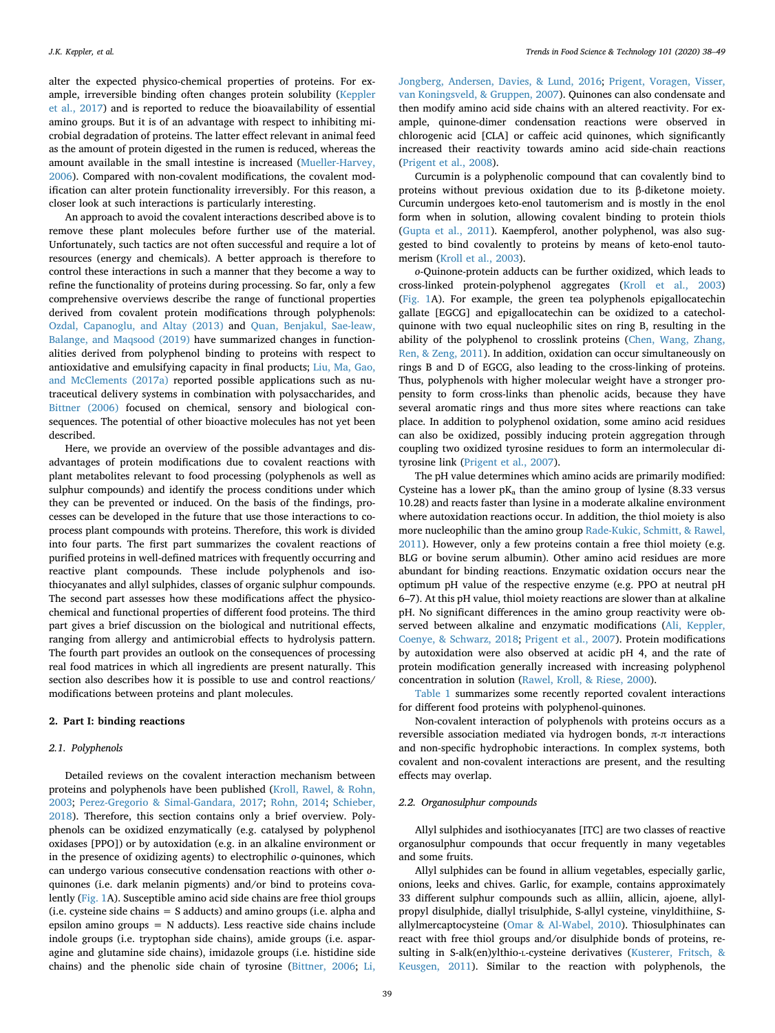alter the expected physico-chemical properties of proteins. For example, irreversible binding often changes protein solubility (Keppler et al., 2017) and is reported to reduce the bioavailability of essential amino groups. But it is of an advantage with respect to inhibiting microbial degradation of proteins. The latter effect relevant in animal feed as the amount of protein digested in the rumen is reduced, whereas the amount available in the small intestine is increased (Mueller-Harvey, 2006). Compared with non-covalent modifications, the covalent modification can alter protein functionality irreversibly. For this reason, a closer look at such interactions is particularly interesting.

An approach to avoid the covalent interactions described above is to remove these plant molecules before further use of the material. Unfortunately, such tactics are not often successful and require a lot of resources (energy and chemicals). A better approach is therefore to control these interactions in such a manner that they become a way to refine the functionality of proteins during processing. So far, only a few comprehensive overviews describe the range of functional properties derived from covalent protein modifications through polyphenols: Ozdal, Capanoglu, and Altay (2013) and Quan, Benjakul, Sae-leaw, Balange, and Maqsood (2019) have summarized changes in functionalities derived from polyphenol binding to proteins with respect to antioxidative and emulsifying capacity in final products; Liu, Ma, Gao, and McClements (2017a) reported possible applications such as nutraceutical delivery systems in combination with polysaccharides, and Bittner (2006) focused on chemical, sensory and biological consequences. The potential of other bioactive molecules has not yet been described.

Here, we provide an overview of the possible advantages and disadvantages of protein modifications due to covalent reactions with plant metabolites relevant to food processing (polyphenols as well as sulphur compounds) and identify the process conditions under which they can be prevented or induced. On the basis of the findings, processes can be developed in the future that use those interactions to co-process plant compounds with proteins. Therefore, this work is divided into four parts. The first part summarizes the covalent reactions of purified proteins in well-defined matrices with frequently occurring and reactive plant compounds. These include polyphenols and isothiocyanates and allyl sulphides, classes of organic sulphur compounds. The second part assesses how these modifications affect the physico-chemical and functional properties of different food proteins. The third part gives a brief discussion on the biological and nutritional effects, ranging from allergy and antimicrobial effects to hydrolysis pattern. The fourth part provides an outlook on the consequences of processing real food matrices in which all ingredients are present naturally. This section also describes how it is possible to use and control reactions/modifications between proteins and plant molecules.

## 2. Part I: binding reactions

### 2.1. Polyphenols

Detailed reviews on the covalent interaction mechanism between proteins and polyphenols have been published (Kroll, Rawel, & Rohn, 2003; Perez-Gregorio & Simal-Gandara, 2017; Rohn, 2014; Schieber, 2018). Therefore, this section contains only a brief overview. Polyphenols can be oxidized enzymatically (e.g. catalysed by polyphenol oxidases [PPO]) or by autoxidation (e.g. in an alkaline environment or in the presence of oxidizing agents) to electrophilic *o*-quinones, which can undergo various consecutive condensation reactions with other *o*-quinones (i.e. dark melanin pigments) and/or bind to proteins covalently (Fig. 1A). Susceptible amino acid side chains are free thiol groups (i.e. cysteine side chains = S adducts) and amino groups (i.e. alpha and epsilon amino groups = N adducts). Less reactive side chains include indole groups (i.e. tryptophan side chains), amide groups (i.e. asparagine and glutamine side chains), imidazole groups (i.e. histidine side chains) and the phenolic side chain of tyrosine (Bittner, 2006; Li, Jongberg, Andersen, Davies, & Lund, 2016; Prigent, Voragen, Visser, van Koningsveld, & Gruppen, 2007). Quinones can also condensate and then modify amino acid side chains with an altered reactivity. For example, quinone-dimer condensation reactions were observed in chlorogenic acid [CLA] or caffeic acid quinones, which significantly increased their reactivity towards amino acid side-chain reactions (Prigent et al., 2008).

Curcumin is a polyphenolic compound that can covalently bind to proteins without previous oxidation due to its β-diketone moiety. Curcumin undergoes keto-enol tautomerism and is mostly in the enol form when in solution, allowing covalent binding to protein thiols (Gupta et al., 2011). Kaempferol, another polyphenol, was also suggested to bind covalently to proteins by means of keto-enol tautomerism (Kroll et al., 2003).

*o*-Quinone-protein adducts can be further oxidized, which leads to cross-linked protein-polyphenol aggregates (Kroll et al., 2003) (Fig. 1A). For example, the green tea polyphenols epigallocatechin gallate [EGCG] and epigallocatechin can be oxidized to a catechol-quinone with two equal nucleophilic sites on ring B, resulting in the ability of the polyphenol to crosslink proteins (Chen, Wang, Zhang, Ren, & Zeng, 2011). In addition, oxidation can occur simultaneously on rings B and D of EGCG, also leading to the cross-linking of proteins. Thus, polyphenols with higher molecular weight have a stronger propensity to form cross-links than phenolic acids, because they have several aromatic rings and thus more sites where reactions can take place. In addition to polyphenol oxidation, some amino acid residues can also be oxidized, possibly inducing protein aggregation through coupling two oxidized tyrosine residues to form an intermolecular di-tyrosine link (Prigent et al., 2007).

The pH value determines which amino acids are primarily modified: Cysteine has a lower $pK_a$ than the amino group of lysine (8.33 versus 10.28) and reacts faster than lysine in a moderate alkaline environment where autoxidation reactions occur. In addition, the thiol moiety is also more nucleophilic than the amino group Rade-Kukic, Schmitt, & Rawel, 2011). However, only a few proteins contain a free thiol moiety (e.g. BLG or bovine serum albumin). Other amino acid residues are more abundant for binding reactions. Enzymatic oxidation occurs near the optimum pH value of the respective enzyme (e.g. PPO at neutral pH 6–7). At this pH value, thiol moiety reactions are slower than at alkaline pH. No significant differences in the amino group reactivity were observed between alkaline and enzymatic modifications (Ali, Keppler, Coenye, & Schwarz, 2018; Prigent et al., 2007). Protein modifications by autoxidation were also observed at acidic pH 4, and the rate of protein modification generally increased with increasing polyphenol concentration in solution (Rawel, Kroll, & Riese, 2000).

Table 1 summarizes some recently reported covalent interactions for different food proteins with polyphenol-quinones.

Non-covalent interaction of polyphenols with proteins occurs as a reversible association mediated via hydrogen bonds, π-π interactions and non-specific hydrophobic interactions. In complex systems, both covalent and non-covalent interactions are present, and the resulting effects may overlap.

### 2.2. Organosulphur compounds

Allyl sulphides and isothiocyanates [ITC] are two classes of reactive organosulphur compounds that occur frequently in many vegetables and some fruits.

Allyl sulphides can be found in allium vegetables, especially garlic, onions, leeks and chives. Garlic, for example, contains approximately 33 different sulphur compounds such as alliin, allicin, ajoene, allylpropyl disulphide, diallyl trisulphide, S-allyl cysteine, vinyldithiine, S-allylmercaptocysteine (Omar & Al-Wabel, 2010). Thiosulphinates can react with free thiol groups and/or disulphide bonds of proteins, resulting in S-alk(en)ylthio-L-cysteine derivatives (Kusterer, Fritsch, & Keusgen, 2011). Similar to the reaction with polyphenols, the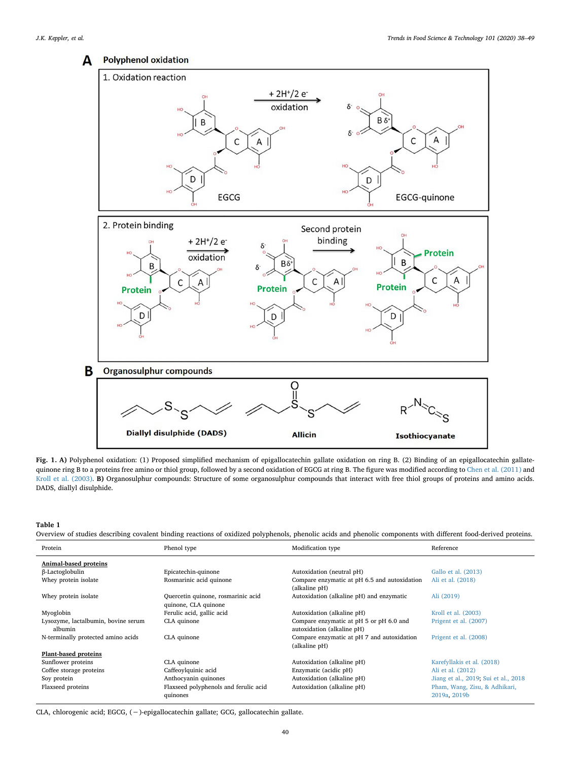**Fig. 1. A)** Polyphenol oxidation: (1) Proposed simplified mechanism of epigallocatechin gallate oxidation on ring B. (2) Binding of an epigallocatechin gallate-quinone ring B to a proteins free amino or thiol group, followed by a second oxidation of EGCG at ring B. The figure was modified according to Chen et al. (2011) and Kroll et al. (2003). **B)** Organosulphur compounds: Structure of some organosulphur compounds that interact with free thiol groups of proteins and amino acids. DADS, diallyl disulphide.

**Table 1**
Overview of studies describing covalent binding reactions of oxidized polyphenols, phenolic acids and phenolic components with different food-derived proteins.

| Protein | Phenol type | Modification type | Reference |
|---|---|---|---|
| **Animal-based proteins** | | | |
| β-Lactoglobulin | Epicatechin-quinone | Autoxidation (neutral pH) | Gallo et al. (2013) |
| Whey protein isolate | Rosmarinic acid quinone | Compare enzymatic at pH 6.5 and autoxidation (alkaline pH) | Ali et al. (2018) |
| Whey protein isolate | Quercetin quinone, rosmarinic acid quinone, CLA quinone | Autoxidation (alkaline pH) and enzymatic | Ali (2019) |
| Myoglobin | Ferulic acid, gallic acid | Autoxidation (alkaline pH) | Kroll et al. (2003) |
| Lysozyme, lactalbumin, bovine serum albumin | CLA quinone | Compare enzymatic at pH 5 or pH 6.0 and autoxidation (alkaline pH) | Prigent et al. (2007) |
| N-terminally protected amino acids | CLA quinone | Compare enzymatic at pH 7 and autoxidation (alkaline pH) | Prigent et al. (2008) |
| **Plant-based proteins** | | | |
| Sunflower proteins | CLA quinone | Autoxidation (alkaline pH) | Karefyllakis et al. (2018) |
| Coffee storage proteins | Caffeoylquinic acid | Enzymatic (acidic pH) | Ali et al. (2012) |
| Soy protein | Anthocyanin quinones | Autoxidation (alkaline pH) | Jiang et al., 2019; Sui et al., 2018 |
| Flaxseed proteins | Flaxseed polyphenols and ferulic acid quinones | Autoxidation (alkaline pH) | Pham, Wang, Zisu, & Adhikari, 2019a, 2019b |

CLA, chlorogenic acid; EGCG, (−)-epigallocatechin gallate; GCG, gallocatechin gallate.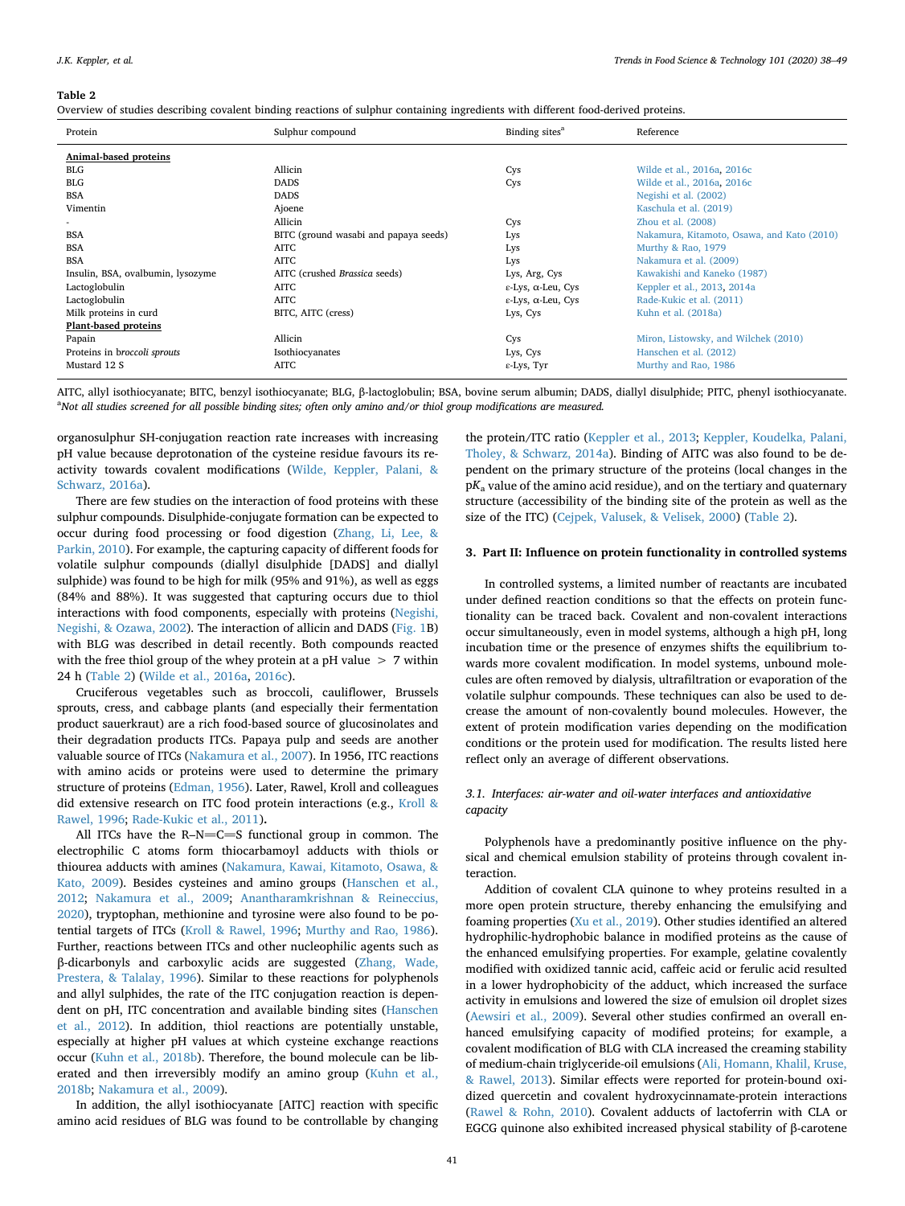**Table 2**
Overview of studies describing covalent binding reactions of sulphur containing ingredients with different food-derived proteins.

| Protein | Sulphur compound | Binding sites[a] | Reference |
|---|---|---|---|
| **Animal-based proteins** | | | |
| BLG | Allicin | Cys | Wilde et al., 2016a, 2016c |
| BLG | DADS | Cys | Wilde et al., 2016a, 2016c |
| BSA | DADS | | Negishi et al. (2002) |
| Vimentin | Ajoene | | Kaschula et al. (2019) |
| - | Allicin | Cys | Zhou et al. (2008) |
| BSA | BITC (ground wasabi and papaya seeds) | Lys | Nakamura, Kitamoto, Osawa, and Kato (2010) |
| BSA | AITC | Lys | Murthy & Rao, 1979 |
| BSA | AITC | Lys | Nakamura et al. (2009) |
| Insulin, BSA, ovalbumin, lysozyme | AITC (crushed *Brassica* seeds) | Lys, Arg, Cys | Kawakishi and Kaneko (1987) |
| Lactoglobulin | AITC | ε-Lys, α-Leu, Cys | Keppler et al., 2013, 2014a |
| Lactoglobulin | AITC | ε-Lys, α-Leu, Cys | Rade-Kukic et al. (2011) |
| Milk proteins in curd | BITC, AITC (cress) | Lys, Cys | Kuhn et al. (2018a) |
| **Plant-based proteins** | | | |
| Papain | Allicin | Cys | Miron, Listowsky, and Wilchek (2010) |
| Proteins in b*roccoli sprouts* | Isothiocyanates | Lys, Cys | Hanschen et al. (2012) |
| Mustard 12 S | AITC | ε-Lys, Tyr | Murthy and Rao, 1986 |

AITC, allyl isothiocyanate; BITC, benzyl isothiocyanate; BLG, β-lactoglobulin; BSA, bovine serum albumin; DADS, diallyl disulphide; PITC, phenyl isothiocyanate.
[a]*Not all studies screened for all possible binding sites; often only amino and/or thiol group modifications are measured.*

organosulphur SH-conjugation reaction rate increases with increasing pH value because deprotonation of the cysteine residue favours its reactivity towards covalent modifications (Wilde, Keppler, Palani, & Schwarz, 2016a).

There are few studies on the interaction of food proteins with these sulphur compounds. Disulphide-conjugate formation can be expected to occur during food processing or food digestion (Zhang, Li, Lee, & Parkin, 2010). For example, the capturing capacity of different foods for volatile sulphur compounds (diallyl disulphide [DADS] and diallyl sulphide) was found to be high for milk (95% and 91%), as well as eggs (84% and 88%). It was suggested that capturing occurs due to thiol interactions with food components, especially with proteins (Negishi, Negishi, & Ozawa, 2002). The interaction of allicin and DADS (Fig. 1B) with BLG was described in detail recently. Both compounds reacted with the free thiol group of the whey protein at a pH value > 7 within 24 h (Table 2) (Wilde et al., 2016a, 2016c).

Cruciferous vegetables such as broccoli, cauliflower, Brussels sprouts, cress, and cabbage plants (and especially their fermentation product sauerkraut) are a rich food-based source of glucosinolates and their degradation products ITCs. Papaya pulp and seeds are another valuable source of ITCs (Nakamura et al., 2007). In 1956, ITC reactions with amino acids or proteins were used to determine the primary structure of proteins (Edman, 1956). Later, Rawel, Kroll and colleagues did extensive research on ITC food protein interactions (e.g., Kroll & Rawel, 1996; Rade-Kukic et al., 2011).

All ITCs have the R–N=C=S functional group in common. The electrophilic C atoms form thiocarbamoyl adducts with thiols or thiourea adducts with amines (Nakamura, Kawai, Kitamoto, Osawa, & Kato, 2009). Besides cysteines and amino groups (Hanschen et al., 2012; Nakamura et al., 2009; Anantharamkrishnan & Reineccius, 2020), tryptophan, methionine and tyrosine were also found to be potential targets of ITCs (Kroll & Rawel, 1996; Murthy and Rao, 1986). Further, reactions between ITCs and other nucleophilic agents such as β-dicarbonyls and carboxylic acids are suggested (Zhang, Wade, Prestera, & Talalay, 1996). Similar to these reactions for polyphenols and allyl sulphides, the rate of the ITC conjugation reaction is dependent on pH, ITC concentration and available binding sites (Hanschen et al., 2012). In addition, thiol reactions are potentially unstable, especially at higher pH values at which cysteine exchange reactions occur (Kuhn et al., 2018b). Therefore, the bound molecule can be liberated and then irreversibly modify an amino group (Kuhn et al., 2018b; Nakamura et al., 2009).

In addition, the allyl isothiocyanate [AITC] reaction with specific amino acid residues of BLG was found to be controllable by changing the protein/ITC ratio (Keppler et al., 2013; Keppler, Koudelka, Palani, Tholey, & Schwarz, 2014a). Binding of AITC was also found to be dependent on the primary structure of the proteins (local changes in the p$K_a$ value of the amino acid residue), and on the tertiary and quaternary structure (accessibility of the binding site of the protein as well as the size of the ITC) (Cejpek, Valusek, & Velisek, 2000) (Table 2).

## 3. Part II: Influence on protein functionality in controlled systems

In controlled systems, a limited number of reactants are incubated under defined reaction conditions so that the effects on protein functionality can be traced back. Covalent and non-covalent interactions occur simultaneously, even in model systems, although a high pH, long incubation time or the presence of enzymes shifts the equilibrium towards more covalent modification. In model systems, unbound molecules are often removed by dialysis, ultrafiltration or evaporation of the volatile sulphur compounds. These techniques can also be used to decrease the amount of non-covalently bound molecules. However, the extent of protein modification varies depending on the modification conditions or the protein used for modification. The results listed here reflect only an average of different observations.

### 3.1. Interfaces: air-water and oil-water interfaces and antioxidative capacity

Polyphenols have a predominantly positive influence on the physical and chemical emulsion stability of proteins through covalent interaction.

Addition of covalent CLA quinone to whey proteins resulted in a more open protein structure, thereby enhancing the emulsifying and foaming properties (Xu et al., 2019). Other studies identified an altered hydrophilic-hydrophobic balance in modified proteins as the cause of the enhanced emulsifying properties. For example, gelatine covalently modified with oxidized tannic acid, caffeic acid or ferulic acid resulted in a lower hydrophobicity of the adduct, which increased the surface activity in emulsions and lowered the size of emulsion oil droplet sizes (Aewsiri et al., 2009). Several other studies confirmed an overall enhanced emulsifying capacity of modified proteins; for example, a covalent modification of BLG with CLA increased the creaming stability of medium-chain triglyceride-oil emulsions (Ali, Homann, Khalil, Kruse, & Rawel, 2013). Similar effects were reported for protein-bound oxidized quercetin and covalent hydroxycinnamate-protein interactions (Rawel & Rohn, 2010). Covalent adducts of lactoferrin with CLA or EGCG quinone also exhibited increased physical stability of β-carotene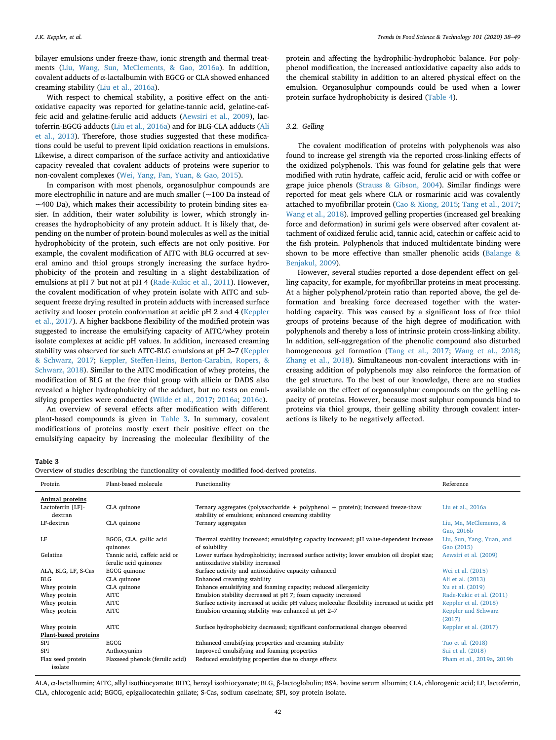bilayer emulsions under freeze-thaw, ionic strength and thermal treatments (Liu, Wang, Sun, McClements, & Gao, 2016a). In addition, covalent adducts of α-lactalbumin with EGCG or CLA showed enhanced creaming stability (Liu et al., 2016a).

With respect to chemical stability, a positive effect on the antioxidative capacity was reported for gelatine-tannic acid, gelatine-caffeic acid and gelatine-ferulic acid adducts (Aewsiri et al., 2009), lactoferrin-EGCG adducts (Liu et al., 2016a) and for BLG-CLA adducts (Ali et al., 2013). Therefore, those studies suggested that these modifications could be useful to prevent lipid oxidation reactions in emulsions. Likewise, a direct comparison of the surface activity and antioxidative capacity revealed that covalent adducts of proteins were superior to non-covalent complexes (Wei, Yang, Fan, Yuan, & Gao, 2015).

In comparison with most phenols, organosulphur compounds are more electrophilic in nature and are much smaller (~100 Da instead of ~400 Da), which makes their accessibility to protein binding sites easier. In addition, their water solubility is lower, which strongly increases the hydrophobicity of any protein adduct. It is likely that, depending on the number of protein-bound molecules as well as the initial hydrophobicity of the protein, such effects are not only positive. For example, the covalent modification of AITC with BLG occurred at several amino and thiol groups strongly increasing the surface hydrophobicity of the protein and resulting in a slight destabilization of emulsions at pH 7 but not at pH 4 (Rade-Kukic et al., 2011). However, the covalent modification of whey protein isolate with AITC and subsequent freeze drying resulted in protein adducts with increased surface activity and looser protein conformation at acidic pH 2 and 4 (Keppler et al., 2017). A higher backbone flexibility of the modified protein was suggested to increase the emulsifying capacity of AITC/whey protein isolate complexes at acidic pH values. In addition, increased creaming stability was observed for such AITC-BLG emulsions at pH 2–7 (Keppler & Schwarz, 2017; Keppler, Steffen-Heins, Berton-Carabin, Ropers, & Schwarz, 2018). Similar to the AITC modification of whey proteins, the modification of BLG at the free thiol group with allicin or DADS also revealed a higher hydrophobicity of the adduct, but no tests on emulsifying properties were conducted (Wilde et al., 2017; 2016a; 2016c).

An overview of several effects after modification with different plant-based compounds is given in Table 3. In summary, covalent modifications of proteins mostly exert their positive effect on the emulsifying capacity by increasing the molecular flexibility of the protein and affecting the hydrophilic-hydrophobic balance. For polyphenol modification, the increased antioxidative capacity also adds to the chemical stability in addition to an altered physical effect on the emulsion. Organosulphur compounds could be used when a lower protein surface hydrophobicity is desired (Table 4).

### 3.2. Gelling

The covalent modification of proteins with polyphenols was also found to increase gel strength via the reported cross-linking effects of the oxidized polyphenols. This was found for gelatine gels that were modified with rutin hydrate, caffeic acid, ferulic acid or with coffee or grape juice phenols (Strauss & Gibson, 2004). Similar findings were reported for meat gels where CLA or rosmarinic acid was covalently attached to myofibrillar protein (Cao & Xiong, 2015; Tang et al., 2017; Wang et al., 2018). Improved gelling properties (increased gel breaking force and deformation) in surimi gels were observed after covalent attachment of oxidized ferulic acid, tannic acid, catechin or caffeic acid to the fish protein. Polyphenols that induced multidentate binding were shown to be more effective than smaller phenolic acids (Balange & Benjakul, 2009).

However, several studies reported a dose-dependent effect on gelling capacity, for example, for myofibrillar proteins in meat processing. At a higher polyphenol/protein ratio than reported above, the gel deformation and breaking force decreased together with the water-holding capacity. This was caused by a significant loss of free thiol groups of proteins because of the high degree of modification with polyphenols and thereby a loss of intrinsic protein cross-linking ability. In addition, self-aggregation of the phenolic compound also disturbed homogeneous gel formation (Tang et al., 2017; Wang et al., 2018; Zhang et al., 2018). Simultaneous non-covalent interactions with increasing addition of polyphenols may also reinforce the formation of the gel structure. To the best of our knowledge, there are no studies available on the effect of organosulphur compounds on the gelling capacity of proteins. However, because most sulphur compounds bind to proteins via thiol groups, their gelling ability through covalent interactions is likely to be negatively affected.

**Table 3**
Overview of studies describing the functionality of covalently modified food-derived proteins.

| Protein | Plant-based molecule | Functionality | Reference |
|---|---|---|---|
| **Animal proteins** | | | |
| Lactoferrin [LF]-dextran | CLA quinone | Ternary aggregates (polysaccharide + polyphenol + protein); increased freeze-thaw stability of emulsions; enhanced creaming stability | Liu et al., 2016a |
| LF-dextran | CLA quinone | Ternary aggregates | Liu, Ma, McClements, & Gao, 2016b |
| LF | EGCG, CLA, gallic acid quinones | Thermal stability increased; emulsifying capacity increased; pH value-dependent increase of solubility | Liu, Sun, Yang, Yuan, and Gao (2015) |
| Gelatine | Tannic acid, caffeic acid or ferulic acid quinones | Lower surface hydrophobicity; increased surface activity; lower emulsion oil droplet size; antioxidative stability increased | Aewsiri et al. (2009) |
| ALA, BLG, LF, S-Cas | EGCG quinone | Surface activity and antioxidative capacity enhanced | Wei et al. (2015) |
| BLG | CLA quinone | Enhanced creaming stability | Ali et al. (2013) |
| Whey protein | CLA quinone | Enhance emulsifying and foaming capacity; reduced allergenicity | Xu et al. (2019) |
| Whey protein | AITC | Emulsion stability decreased at pH 7; foam capacity increased | Rade-Kukic et al. (2011) |
| Whey protein | AITC | Surface activity increased at acidic pH values; molecular flexibility increased at acidic pH | Keppler et al. (2018) |
| Whey protein | AITC | Emulsion creaming stability was enhanced at pH 2–7 | Keppler and Schwarz (2017) |
| Whey protein | AITC | Surface hydrophobicity decreased; significant conformational changes observed | Keppler et al. (2017) |
| **Plant-based proteins** | | | |
| SPI | EGCG | Enhanced emulsifying properties and creaming stability | Tao et al. (2018) |
| SPI | Anthocyanins | Improved emulsifying and foaming properties | Sui et al. (2018) |
| Flax seed protein isolate | Flaxseed phenols (ferulic acid) | Reduced emulsifying properties due to charge effects | Pham et al., 2019a, 2019b |

ALA, α-lactalbumin; AITC, allyl isothiocyanate; BITC, benzyl isothiocyanate; BLG, β-lactoglobulin; BSA, bovine serum albumin; CLA, chlorogenic acid; LF, lactoferrin, CLA, chlorogenic acid; EGCG, epigallocatechin gallate; S-Cas, sodium caseinate; SPI, soy protein isolate.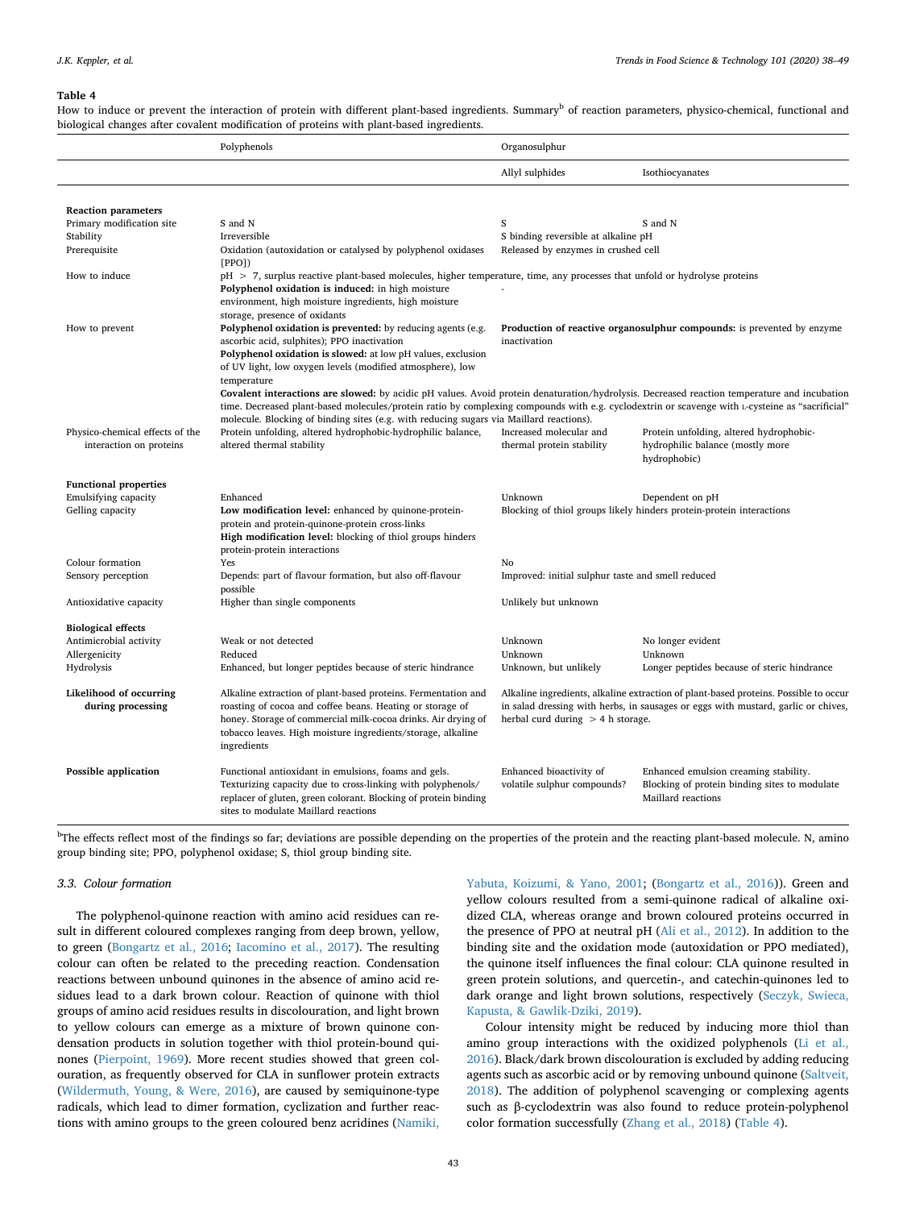**Table 4**

How to induce or prevent the interaction of protein with different plant-based ingredients. Summary[b] of reaction parameters, physico-chemical, functional and biological changes after covalent modification of proteins with plant-based ingredients.

| | Polyphenols | Organosulphur | |
|---|---|---|---|
| | | Allyl sulphides | Isothiocyanates |
| **Reaction parameters** | | | |
| Primary modification site | S and N | S | S and N |
| Stability | Irreversible | S binding reversible at alkaline pH | |
| Prerequisite | Oxidation (autoxidation or catalysed by polyphenol oxidases [PPO]) | Released by enzymes in crushed cell | |
| How to induce | pH > 7, surplus reactive plant-based molecules, higher temperature, time, any processes that unfold or hydrolyse proteins | | |
| | **Polyphenol oxidation is induced:** in high moisture environment, high moisture ingredients, high moisture storage, presence of oxidants | - | |
| How to prevent | **Polyphenol oxidation is prevented:** by reducing agents (e.g. ascorbic acid, sulphites); PPO inactivation **Polyphenol oxidation is slowed:** at low pH values, exclusion of UV light, low oxygen levels (modified atmosphere), low temperature | **Production of reactive organosulphur compounds:** is prevented by enzyme inactivation | |
| | **Covalent interactions are slowed:** by acidic pH values. Avoid protein denaturation/hydrolysis. Decreased reaction temperature and incubation time. Decreased plant-based molecules/protein ratio by complexing compounds with e.g. cyclodextrin or scavenge with L-cysteine as "sacrificial" molecule. Blocking of binding sites (e.g. with reducing sugars via Maillard reactions). | | |
| Physico-chemical effects of the interaction on proteins | Protein unfolding, altered hydrophobic-hydrophilic balance, altered thermal stability | Increased molecular and thermal protein stability | Protein unfolding, altered hydrophobic-hydrophilic balance (mostly more hydrophobic) |
| **Functional properties** | | | |
| Emulsifying capacity | Enhanced | Unknown | Dependent on pH |
| Gelling capacity | **Low modification level:** enhanced by quinone-protein-protein and protein-quinone-protein cross-links **High modification level:** blocking of thiol groups hinders protein-protein interactions | Blocking of thiol groups likely hinders protein-protein interactions | |
| Colour formation | Yes | No | |
| Sensory perception | Depends: part of flavour formation, but also off-flavour possible | Improved: initial sulphur taste and smell reduced | |
| Antioxidative capacity | Higher than single components | Unlikely but unknown | |
| **Biological effects** | | | |
| Antimicrobial activity | Weak or not detected | Unknown | No longer evident |
| Allergenicity | Reduced | Unknown | Unknown |
| Hydrolysis | Enhanced, but longer peptides because of steric hindrance | Unknown, but unlikely | Longer peptides because of steric hindrance |
| **Likelihood of occurring during processing** | Alkaline extraction of plant-based proteins. Fermentation and roasting of cocoa and coffee beans. Heating or storage of honey. Storage of commercial milk-cocoa drinks. Air drying of tobacco leaves. High moisture ingredients/storage, alkaline ingredients | Alkaline ingredients, alkaline extraction of plant-based proteins. Possible to occur in salad dressing with herbs, in sausages or eggs with mustard, garlic or chives, herbal curd during > 4 h storage. | |
| **Possible application** | Functional antioxidant in emulsions, foams and gels. Texturizing capacity due to cross-linking with polyphenols/replacer of gluten, green colorant. Blocking of protein binding sites to modulate Maillard reactions | Enhanced bioactivity of volatile sulphur compounds? | Enhanced emulsion creaming stability. Blocking of protein binding sites to modulate Maillard reactions |

[b]The effects reflect most of the findings so far; deviations are possible depending on the properties of the protein and the reacting plant-based molecule. N, amino group binding site; PPO, polyphenol oxidase; S, thiol group binding site.

### 3.3. Colour formation

The polyphenol-quinone reaction with amino acid residues can result in different coloured complexes ranging from deep brown, yellow, to green (Bongartz et al., 2016; Iacomino et al., 2017). The resulting colour can often be related to the preceding reaction. Condensation reactions between unbound quinones in the absence of amino acid residues lead to a dark brown colour. Reaction of quinone with thiol groups of amino acid residues results in discolouration, and light brown to yellow colours can emerge as a mixture of brown quinone condensation products in solution together with thiol protein-bound quinones (Pierpoint, 1969). More recent studies showed that green colouration, as frequently observed for CLA in sunflower protein extracts (Wildermuth, Young, & Were, 2016), are caused by semiquinone-type radicals, which lead to dimer formation, cyclization and further reactions with amino groups to the green coloured benz acridines (Namiki, Yabuta, Koizumi, & Yano, 2001; (Bongartz et al., 2016)). Green and yellow colours resulted from a semi-quinone radical of alkaline oxidized CLA, whereas orange and brown coloured proteins occurred in the presence of PPO at neutral pH (Ali et al., 2012). In addition to the binding site and the oxidation mode (autoxidation or PPO mediated), the quinone itself influences the final colour: CLA quinone resulted in green protein solutions, and quercetin-, and catechin-quinones led to dark orange and light brown solutions, respectively (Seczyk, Swieca, Kapusta, & Gawlik-Dziki, 2019).

Colour intensity might be reduced by inducing more thiol than amino group interactions with the oxidized polyphenols (Li et al., 2016). Black/dark brown discolouration is excluded by adding reducing agents such as ascorbic acid or by removing unbound quinone (Saltveit, 2018). The addition of polyphenol scavenging or complexing agents such as β-cyclodextrin was also found to reduce protein-polyphenol color formation successfully (Zhang et al., 2018) (Table 4).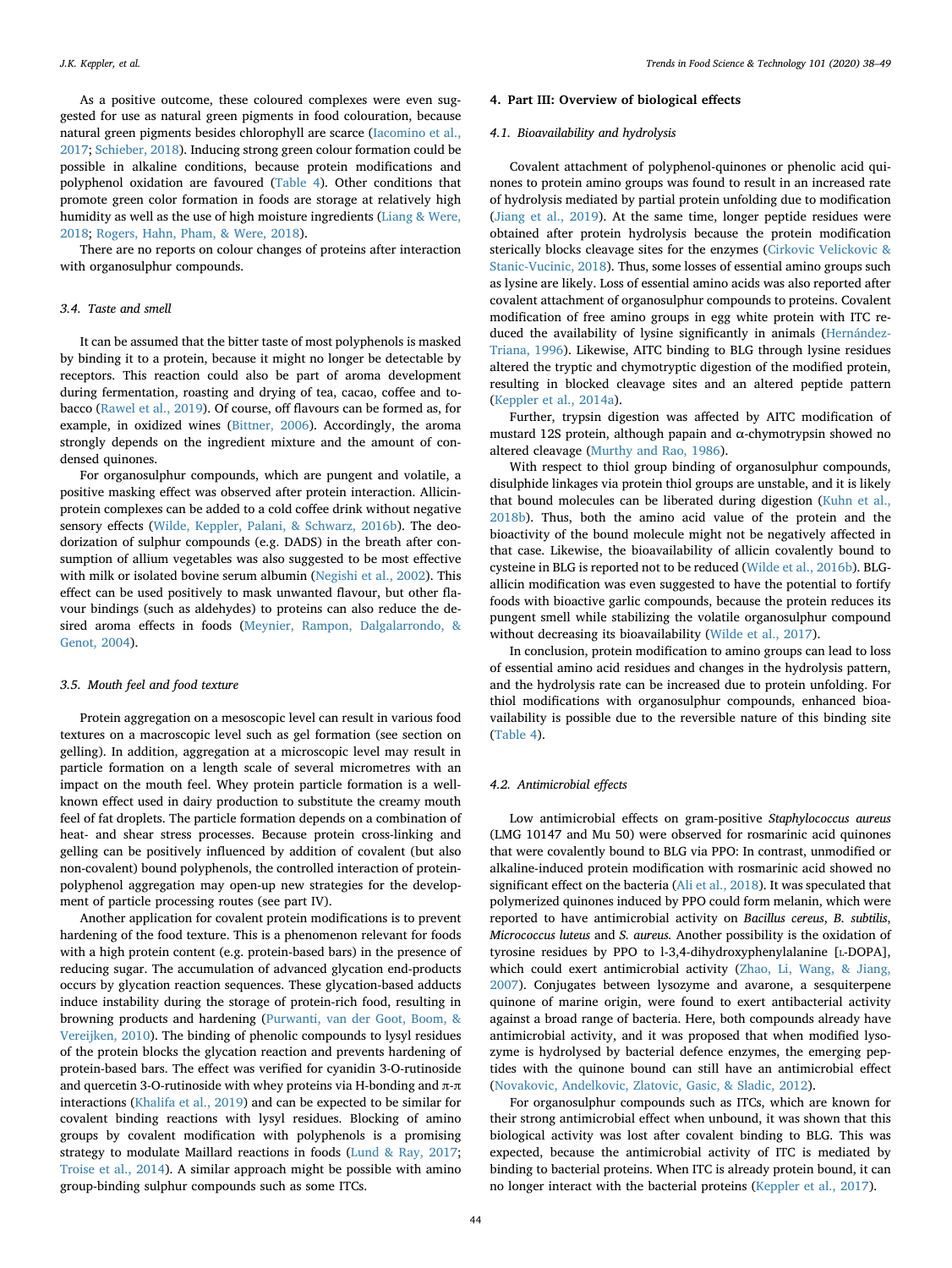As a positive outcome, these coloured complexes were even suggested for use as natural green pigments in food colouration, because natural green pigments besides chlorophyll are scarce (Iacomino et al., 2017; Schieber, 2018). Inducing strong green colour formation could be possible in alkaline conditions, because protein modifications and polyphenol oxidation are favoured (Table 4). Other conditions that promote green color formation in foods are storage at relatively high humidity as well as the use of high moisture ingredients (Liang & Were, 2018; Rogers, Hahn, Pham, & Were, 2018).

There are no reports on colour changes of proteins after interaction with organosulphur compounds.

### 3.4. Taste and smell

It can be assumed that the bitter taste of most polyphenols is masked by binding it to a protein, because it might no longer be detectable by receptors. This reaction could also be part of aroma development during fermentation, roasting and drying of tea, cacao, coffee and tobacco (Rawel et al., 2019). Of course, off flavours can be formed as, for example, in oxidized wines (Bittner, 2006). Accordingly, the aroma strongly depends on the ingredient mixture and the amount of condensed quinones.

For organosulphur compounds, which are pungent and volatile, a positive masking effect was observed after protein interaction. Allicin-protein complexes can be added to a cold coffee drink without negative sensory effects (Wilde, Keppler, Palani, & Schwarz, 2016b). The deodorization of sulphur compounds (e.g. DADS) in the breath after consumption of allium vegetables was also suggested to be most effective with milk or isolated bovine serum albumin (Negishi et al., 2002). This effect can be used positively to mask unwanted flavour, but other flavour bindings (such as aldehydes) to proteins can also reduce the desired aroma effects in foods (Meynier, Rampon, Dalgalarrondo, & Genot, 2004).

### 3.5. Mouth feel and food texture

Protein aggregation on a mesoscopic level can result in various food textures on a macroscopic level such as gel formation (see section on gelling). In addition, aggregation at a microscopic level may result in particle formation on a length scale of several micrometres with an impact on the mouth feel. Whey protein particle formation is a well-known effect used in dairy production to substitute the creamy mouth feel of fat droplets. The particle formation depends on a combination of heat- and shear stress processes. Because protein cross-linking and gelling can be positively influenced by addition of covalent (but also non-covalent) bound polyphenols, the controlled interaction of protein-polyphenol aggregation may open-up new strategies for the development of particle processing routes (see part IV).

Another application for covalent protein modifications is to prevent hardening of the food texture. This is a phenomenon relevant for foods with a high protein content (e.g. protein-based bars) in the presence of reducing sugar. The accumulation of advanced glycation end-products occurs by glycation reaction sequences. These glycation-based adducts induce instability during the storage of protein-rich food, resulting in browning products and hardening (Purwanti, van der Goot, Boom, & Vereijken, 2010). The binding of phenolic compounds to lysyl residues of the protein blocks the glycation reaction and prevents hardening of protein-based bars. The effect was verified for cyanidin 3-O-rutinoside and quercetin 3-O-rutinoside with whey proteins via H-bonding and π-π interactions (Khalifa et al., 2019) and can be expected to be similar for covalent binding reactions with lysyl residues. Blocking of amino groups by covalent modification with polyphenols is a promising strategy to modulate Maillard reactions in foods (Lund & Ray, 2017; Troise et al., 2014). A similar approach might be possible with amino group-binding sulphur compounds such as some ITCs.

## 4. Part III: Overview of biological effects

### 4.1. Bioavailability and hydrolysis

Covalent attachment of polyphenol-quinones or phenolic acid quinones to protein amino groups was found to result in an increased rate of hydrolysis mediated by partial protein unfolding due to modification (Jiang et al., 2019). At the same time, longer peptide residues were obtained after protein hydrolysis because the protein modification sterically blocks cleavage sites for the enzymes (Cirkovic Velickovic & Stanic-Vucinic, 2018). Thus, some losses of essential amino groups such as lysine are likely. Loss of essential amino acids was also reported after covalent attachment of organosulphur compounds to proteins. Covalent modification of free amino groups in egg white protein with ITC reduced the availability of lysine significantly in animals (Hernández-Triana, 1996). Likewise, AITC binding to BLG through lysine residues altered the tryptic and chymotryptic digestion of the modified protein, resulting in blocked cleavage sites and an altered peptide pattern (Keppler et al., 2014a).

Further, trypsin digestion was affected by AITC modification of mustard 12S protein, although papain and α-chymotrypsin showed no altered cleavage (Murthy and Rao, 1986).

With respect to thiol group binding of organosulphur compounds, disulphide linkages via protein thiol groups are unstable, and it is likely that bound molecules can be liberated during digestion (Kuhn et al., 2018b). Thus, both the amino acid value of the protein and the bioactivity of the bound molecule might not be negatively affected in that case. Likewise, the bioavailability of allicin covalently bound to cysteine in BLG is reported not to be reduced (Wilde et al., 2016b). BLG-allicin modification was even suggested to have the potential to fortify foods with bioactive garlic compounds, because the protein reduces its pungent smell while stabilizing the volatile organosulphur compound without decreasing its bioavailability (Wilde et al., 2017).

In conclusion, protein modification to amino groups can lead to loss of essential amino acid residues and changes in the hydrolysis pattern, and the hydrolysis rate can be increased due to protein unfolding. For thiol modifications with organosulphur compounds, enhanced bioavailability is possible due to the reversible nature of this binding site (Table 4).

### 4.2. Antimicrobial effects

Low antimicrobial effects on gram-positive *Staphylococcus aureus* (LMG 10147 and Mu 50) were observed for rosmarinic acid quinones that were covalently bound to BLG via PPO: In contrast, unmodified or alkaline-induced protein modification with rosmarinic acid showed no significant effect on the bacteria (Ali et al., 2018). It was speculated that polymerized quinones induced by PPO could form melanin, which were reported to have antimicrobial activity on *Bacillus cereus*, *B. subtilis*, *Micrococcus luteus* and *S. aureus*. Another possibility is the oxidation of tyrosine residues by PPO to l-3,4-dihydroxyphenylalanine [L-DOPA], which could exert antimicrobial activity (Zhao, Li, Wang, & Jiang, 2007). Conjugates between lysozyme and avarone, a sesquiterpene quinone of marine origin, were found to exert antibacterial activity against a broad range of bacteria. Here, both compounds already have antimicrobial activity, and it was proposed that when modified lysozyme is hydrolysed by bacterial defence enzymes, the emerging peptides with the quinone bound can still have an antimicrobial effect (Novakovic, Andelkovic, Zlatovic, Gasic, & Sladic, 2012).

For organosulphur compounds such as ITCs, which are known for their strong antimicrobial effect when unbound, it was shown that this biological activity was lost after covalent binding to BLG. This was expected, because the antimicrobial activity of ITC is mediated by binding to bacterial proteins. When ITC is already protein bound, it can no longer interact with the bacterial proteins (Keppler et al., 2017).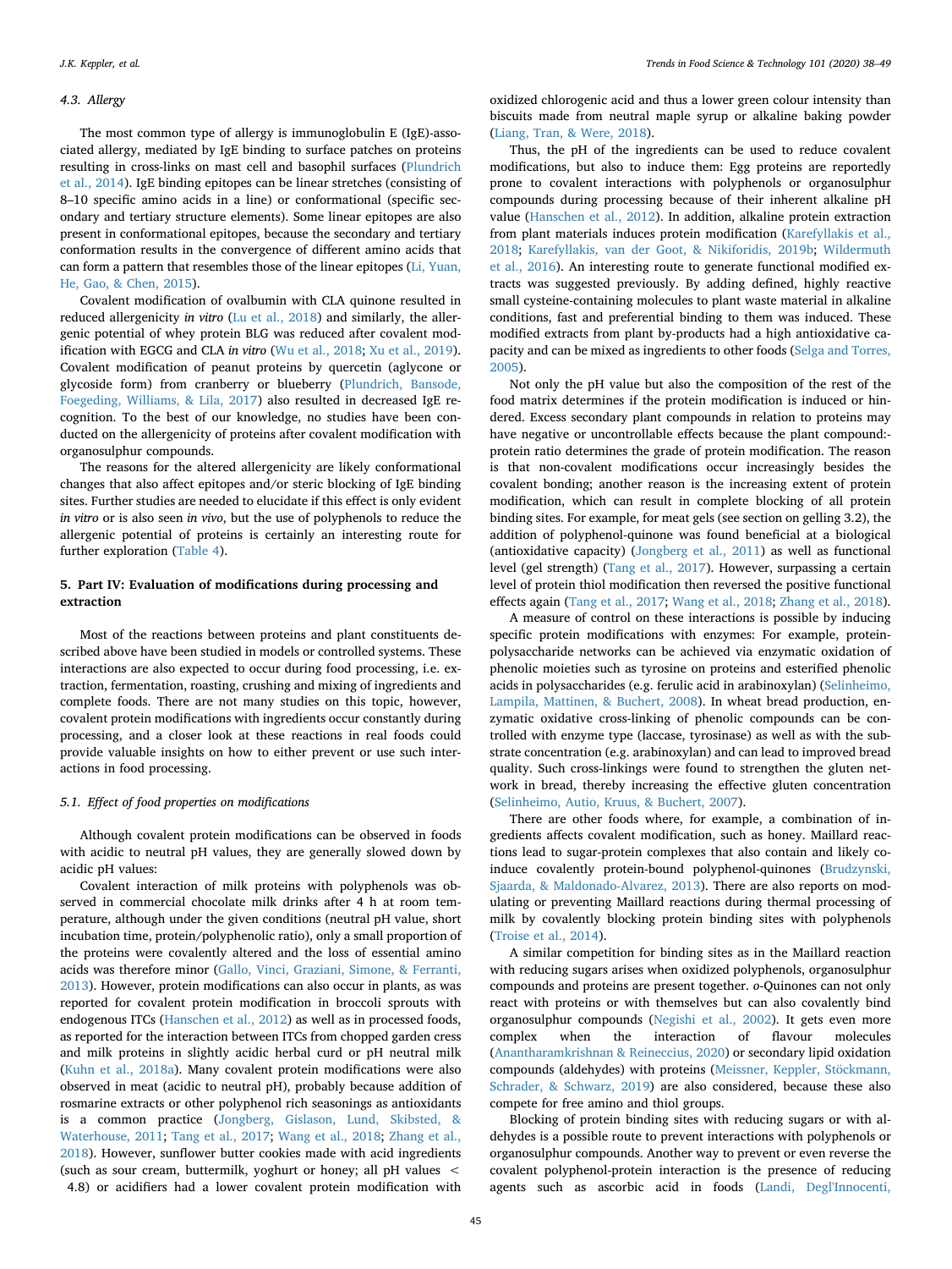### 4.3. Allergy

The most common type of allergy is immunoglobulin E (IgE)-associated allergy, mediated by IgE binding to surface patches on proteins resulting in cross-links on mast cell and basophil surfaces (Plundrich et al., 2014). IgE binding epitopes can be linear stretches (consisting of 8–10 specific amino acids in a line) or conformational (specific secondary and tertiary structure elements). Some linear epitopes are also present in conformational epitopes, because the secondary and tertiary conformation results in the convergence of different amino acids that can form a pattern that resembles those of the linear epitopes (Li, Yuan, He, Gao, & Chen, 2015).

Covalent modification of ovalbumin with CLA quinone resulted in reduced allergenicity *in vitro* (Lu et al., 2018) and similarly, the allergenic potential of whey protein BLG was reduced after covalent modification with EGCG and CLA *in vitro* (Wu et al., 2018; Xu et al., 2019). Covalent modification of peanut proteins by quercetin (aglycone or glycoside form) from cranberry or blueberry (Plundrich, Bansode, Foegeding, Williams, & Lila, 2017) also resulted in decreased IgE recognition. To the best of our knowledge, no studies have been conducted on the allergenicity of proteins after covalent modification with organosulphur compounds.

The reasons for the altered allergenicity are likely conformational changes that also affect epitopes and/or steric blocking of IgE binding sites. Further studies are needed to elucidate if this effect is only evident *in vitro* or is also seen *in vivo*, but the use of polyphenols to reduce the allergenic potential of proteins is certainly an interesting route for further exploration (Table 4).

## 5. Part IV: Evaluation of modifications during processing and extraction

Most of the reactions between proteins and plant constituents described above have been studied in models or controlled systems. These interactions are also expected to occur during food processing, i.e. extraction, fermentation, roasting, crushing and mixing of ingredients and complete foods. There are not many studies on this topic, however, covalent protein modifications with ingredients occur constantly during processing, and a closer look at these reactions in real foods could provide valuable insights on how to either prevent or use such interactions in food processing.

### 5.1. Effect of food properties on modifications

Although covalent protein modifications can be observed in foods with acidic to neutral pH values, they are generally slowed down by acidic pH values:

Covalent interaction of milk proteins with polyphenols was observed in commercial chocolate milk drinks after 4 h at room temperature, although under the given conditions (neutral pH value, short incubation time, protein/polyphenolic ratio), only a small proportion of the proteins were covalently altered and the loss of essential amino acids was therefore minor (Gallo, Vinci, Graziani, Simone, & Ferranti, 2013). However, protein modifications can also occur in plants, as was reported for covalent protein modification in broccoli sprouts with endogenous ITCs (Hanschen et al., 2012) as well as in processed foods, as reported for the interaction between ITCs from chopped garden cress and milk proteins in slightly acidic herbal curd or pH neutral milk (Kuhn et al., 2018a). Many covalent protein modifications were also observed in meat (acidic to neutral pH), probably because addition of rosmarine extracts or other polyphenol rich seasonings as antioxidants is a common practice (Jongberg, Gislason, Lund, Skibsted, & Waterhouse, 2011; Tang et al., 2017; Wang et al., 2018; Zhang et al., 2018). However, sunflower butter cookies made with acid ingredients (such as sour cream, buttermilk, yoghurt or honey; all pH values < 4.8) or acidifiers had a lower covalent protein modification with oxidized chlorogenic acid and thus a lower green colour intensity than biscuits made from neutral maple syrup or alkaline baking powder (Liang, Tran, & Were, 2018).

Thus, the pH of the ingredients can be used to reduce covalent modifications, but also to induce them: Egg proteins are reportedly prone to covalent interactions with polyphenols or organosulphur compounds during processing because of their inherent alkaline pH value (Hanschen et al., 2012). In addition, alkaline protein extraction from plant materials induces protein modification (Karefyllakis et al., 2018; Karefyllakis, van der Goot, & Nikiforidis, 2019b; Wildermuth et al., 2016). An interesting route to generate functional modified extracts was suggested previously. By adding defined, highly reactive small cysteine-containing molecules to plant waste material in alkaline conditions, fast and preferential binding to them was induced. These modified extracts from plant by-products had a high antioxidative capacity and can be mixed as ingredients to other foods (Selga and Torres, 2005).

Not only the pH value but also the composition of the rest of the food matrix determines if the protein modification is induced or hindered. Excess secondary plant compounds in relation to proteins may have negative or uncontrollable effects because the plant compound:-protein ratio determines the grade of protein modification. The reason is that non-covalent modifications occur increasingly besides the covalent bonding; another reason is the increasing extent of protein modification, which can result in complete blocking of all protein binding sites. For example, for meat gels (see section on gelling 3.2), the addition of polyphenol-quinone was found beneficial at a biological (antioxidative capacity) (Jongberg et al., 2011) as well as functional level (gel strength) (Tang et al., 2017). However, surpassing a certain level of protein thiol modification then reversed the positive functional effects again (Tang et al., 2017; Wang et al., 2018; Zhang et al., 2018).

A measure of control on these interactions is possible by inducing specific protein modifications with enzymes: For example, protein-polysaccharide networks can be achieved via enzymatic oxidation of phenolic moieties such as tyrosine on proteins and esterified phenolic acids in polysaccharides (e.g. ferulic acid in arabinoxylan) (Selinheimo, Lampila, Mattinen, & Buchert, 2008). In wheat bread production, enzymatic oxidative cross-linking of phenolic compounds can be controlled with enzyme type (laccase, tyrosinase) as well as with the substrate concentration (e.g. arabinoxylan) and can lead to improved bread quality. Such cross-linkings were found to strengthen the gluten network in bread, thereby increasing the effective gluten concentration (Selinheimo, Autio, Kruus, & Buchert, 2007).

There are other foods where, for example, a combination of ingredients affects covalent modification, such as honey. Maillard reactions lead to sugar-protein complexes that also contain and likely co-induce covalently protein-bound polyphenol-quinones (Brudzynski, Sjaarda, & Maldonado-Alvarez, 2013). There are also reports on modulating or preventing Maillard reactions during thermal processing of milk by covalently blocking protein binding sites with polyphenols (Troise et al., 2014).

A similar competition for binding sites as in the Maillard reaction with reducing sugars arises when oxidized polyphenols, organosulphur compounds and proteins are present together. *o*-Quinones can not only react with proteins or with themselves but can also covalently bind organosulphur compounds (Negishi et al., 2002). It gets even more complex when the interaction of flavour molecules (Anantharamkrishnan & Reineccius, 2020) or secondary lipid oxidation compounds (aldehydes) with proteins (Meissner, Keppler, Stöckmann, Schrader, & Schwarz, 2019) are also considered, because these also compete for free amino and thiol groups.

Blocking of protein binding sites with reducing sugars or with aldehydes is a possible route to prevent interactions with polyphenols or organosulphur compounds. Another way to prevent or even reverse the covalent polyphenol-protein interaction is the presence of reducing agents such as ascorbic acid in foods (Landi, Degl'Innocenti,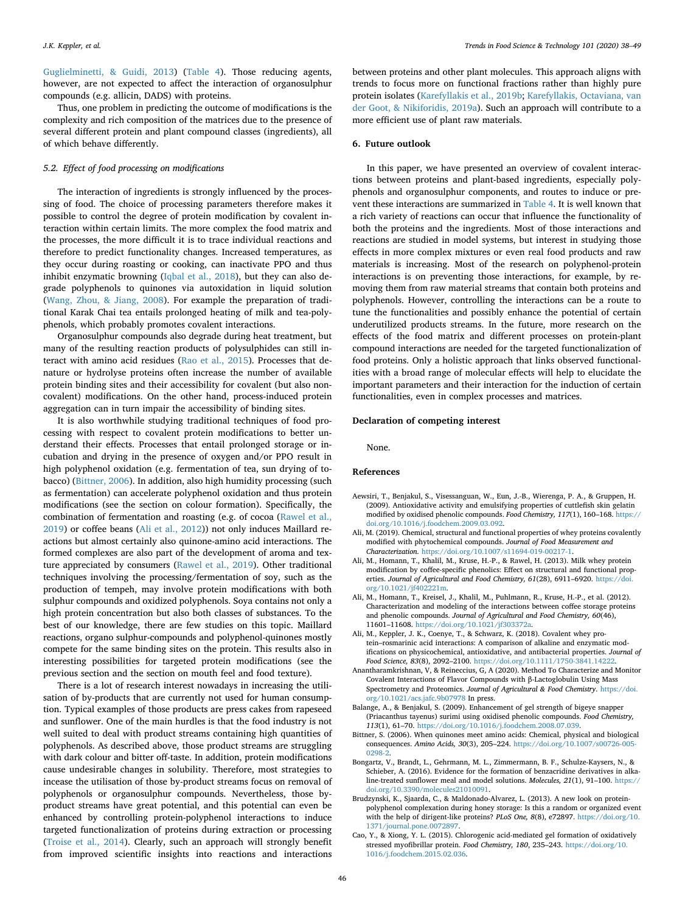Guglielminetti, & Guidi, 2013) (Table 4). Those reducing agents, however, are not expected to affect the interaction of organosulphur compounds (e.g. allicin, DADS) with proteins.

Thus, one problem in predicting the outcome of modifications is the complexity and rich composition of the matrices due to the presence of several different protein and plant compound classes (ingredients), all of which behave differently.

### 5.2. Effect of food processing on modifications

The interaction of ingredients is strongly influenced by the processing of food. The choice of processing parameters therefore makes it possible to control the degree of protein modification by covalent interaction within certain limits. The more complex the food matrix and the processes, the more difficult it is to trace individual reactions and therefore to predict functionality changes. Increased temperatures, as they occur during roasting or cooking, can inactivate PPO and thus inhibit enzymatic browning (Iqbal et al., 2018), but they can also degrade polyphenols to quinones via autoxidation in liquid solution (Wang, Zhou, & Jiang, 2008). For example the preparation of traditional Karak Chai tea entails prolonged heating of milk and tea-polyphenols, which probably promotes covalent interactions.

Organosulphur compounds also degrade during heat treatment, but many of the resulting reaction products of polysulphides can still interact with amino acid residues (Rao et al., 2015). Processes that denature or hydrolyse proteins often increase the number of available protein binding sites and their accessibility for covalent (but also non-covalent) modifications. On the other hand, process-induced protein aggregation can in turn impair the accessibility of binding sites.

It is also worthwhile studying traditional techniques of food processing with respect to covalent protein modifications to better understand their effects. Processes that entail prolonged storage or incubation and drying in the presence of oxygen and/or PPO result in high polyphenol oxidation (e.g. fermentation of tea, sun drying of tobacco) (Bittner, 2006). In addition, also high humidity processing (such as fermentation) can accelerate polyphenol oxidation and thus protein modifications (see the section on colour formation). Specifically, the combination of fermentation and roasting (e.g. of cocoa (Rawel et al., 2019) or coffee beans (Ali et al., 2012)) not only induces Maillard reactions but almost certainly also quinone-amino acid interactions. The formed complexes are also part of the development of aroma and texture appreciated by consumers (Rawel et al., 2019). Other traditional techniques involving the processing/fermentation of soy, such as the production of tempeh, may involve protein modifications with both sulphur compounds and oxidized polyphenols. Soya contains not only a high protein concentration but also both classes of substances. To the best of our knowledge, there are few studies on this topic. Maillard reactions, organo sulphur-compounds and polyphenol-quinones mostly compete for the same binding sites on the protein. This results also in interesting possibilities for targeted protein modifications (see the previous section and the section on mouth feel and food texture).

There is a lot of research interest nowadays in increasing the utilisation of by-products that are currently not used for human consumption. Typical examples of those products are press cakes from rapeseed and sunflower. One of the main hurdles is that the food industry is not well suited to deal with product streams containing high quantities of polyphenols. As described above, those product streams are struggling with dark colour and bitter off-taste. In addition, protein modifications cause undesirable changes in solubility. Therefore, most strategies to incease the utilisation of those by-product streams focus on removal of polyphenols or organosulphur compounds. Nevertheless, those by-product streams have great potential, and this potential can even be enhanced by controlling protein-polyphenol interactions to induce targeted functionalization of proteins during extraction or processing (Troise et al., 2014). Clearly, such an approach will strongly benefit from improved scientific insights into reactions and interactions between proteins and other plant molecules. This approach aligns with trends to focus more on functional fractions rather than highly pure protein isolates (Karefyllakis et al., 2019b; Karefyllakis, Octaviana, van der Goot, & Nikiforidis, 2019a). Such an approach will contribute to a more efficient use of plant raw materials.

## 6. Future outlook

In this paper, we have presented an overview of covalent interactions between proteins and plant-based ingredients, especially polyphenols and organosulphur components, and routes to induce or prevent these interactions are summarized in Table 4. It is well known that a rich variety of reactions can occur that influence the functionality of both the proteins and the ingredients. Most of those interactions and reactions are studied in model systems, but interest in studying those effects in more complex mixtures or even real food products and raw materials is increasing. Most of the research on polyphenol-protein interactions is on preventing those interactions, for example, by removing them from raw material streams that contain both proteins and polyphenols. However, controlling the interactions can be a route to tune the functionalities and possibly enhance the potential of certain underutilized products streams. In the future, more research on the effects of the food matrix and different processes on protein-plant compound interactions are needed for the targeted functionalization of food proteins. Only a holistic approach that links observed functionalities with a broad range of molecular effects will help to elucidate the important parameters and their interaction for the induction of certain functionalities, even in complex processes and matrices.

## Declaration of competing interest

None.

## References

Aewsiri, T., Benjakul, S., Visessanguan, W., Eun, J.-B., Wierenga, P. A., & Gruppen, H. (2009). Antioxidative activity and emulsifying properties of cuttlefish skin gelatin modified by oxidised phenolic compounds. *Food Chemistry, 117*(1), 160–168. https://doi.org/10.1016/j.foodchem.2009.03.092.

Ali, M. (2019). Chemical, structural and functional properties of whey proteins covalently modified with phytochemical compounds. *Journal of Food Measurement and Characterization.* https://doi.org/10.1007/s11694-019-00217-1.

Ali, M., Homann, T., Khalil, M., Kruse, H.-P., & Rawel, H. (2013). Milk whey protein modification by coffee-specific phenolics: Effect on structural and functional properties. *Journal of Agricultural and Food Chemistry, 61*(28), 6911–6920. https://doi.org/10.1021/jf402221m.

Ali, M., Homann, T., Kreisel, J., Khalil, M., Puhlmann, R., Kruse, H.-P., et al. (2012). Characterization and modeling of the interactions between coffee storage proteins and phenolic compounds. *Journal of Agricultural and Food Chemistry, 60*(46), 11601–11608. https://doi.org/10.1021/jf303372a.

Ali, M., Keppler, J. K., Coenye, T., & Schwarz, K. (2018). Covalent whey protein–rosmarinic acid interactions: A comparison of alkaline and enzymatic modifications on physicochemical, antioxidative, and antibacterial properties. *Journal of Food Science, 83*(8), 2092–2100. https://doi.org/10.1111/1750-3841.14222.

Anantharamkrishnan, V, & Reineccius, G, A (2020). Method To Characterize and Monitor Covalent Interactions of Flavor Compounds with β-Lactoglobulin Using Mass Spectrometry and Proteomics. *Journal of Agricultural & Food Chemistry*. https://doi.org/10.1021/acs.jafc.9b07978 In press.

Balange, A., & Benjakul, S. (2009). Enhancement of gel strength of bigeye snapper (Priacanthus tayenus) surimi using oxidised phenolic compounds. *Food Chemistry, 113*(1), 61–70. https://doi.org/10.1016/j.foodchem.2008.07.039.

Bittner, S. (2006). When quinones meet amino acids: Chemical, physical and biological consequences. *Amino Acids, 30*(3), 205–224. https://doi.org/10.1007/s00726-005-0298-2.

Bongartz, V., Brandt, L., Gehrmann, M. L., Zimmermann, B. F., Schulze-Kaysers, N., & Schieber, A. (2016). Evidence for the formation of benzacridine derivatives in alkaline-treated sunflower meal and model solutions. *Molecules, 21*(1), 91–100. https://doi.org/10.3390/molecules21010091.

Brudzynski, K., Sjaarda, C., & Maldonado-Alvarez, L. (2013). A new look on protein-polyphenol complexation during honey storage: Is this a random or organized event with the help of dirigent-like proteins? *PLoS One, 8*(8), e72897. https://doi.org/10.1371/journal.pone.0072897.

Cao, Y., & Xiong, Y. L. (2015). Chlorogenic acid-mediated gel formation of oxidatively stressed myofibrillar protein. *Food Chemistry, 180*, 235–243. https://doi.org/10.1016/j.foodchem.2015.02.036.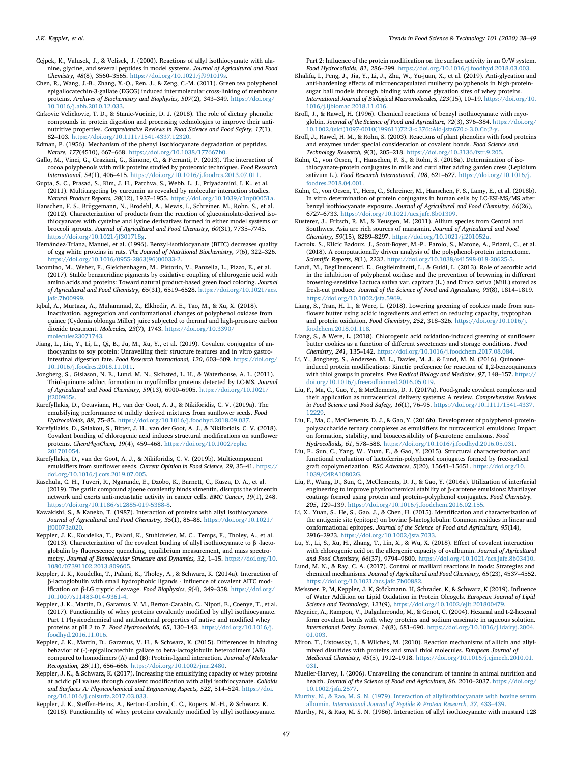Cejpek, K., Valusek, J., & Velisek, J. (2000). Reactions of allyl isothiocyanate with alanine, glycine, and several peptides in model systems. *Journal of Agricultural and Food Chemistry, 48*(8), 3560–3565. https://doi.org/10.1021/jf991019s.

Chen, R., Wang, J.-B., Zhang, X.-Q., Ren, J., & Zeng, C.-M. (2011). Green tea polyphenol epigallocatechin-3-gallate (EGCG) induced intermolecular cross-linking of membrane proteins. *Archives of Biochemistry and Biophysics, 507*(2), 343–349. https://doi.org/10.1016/j.abb.2010.12.033.

Cirkovic Velickovic, T. D., & Stanic-Vucinic, D. J. (2018). The role of dietary phenolic compounds in protein digestion and processing technologies to improve their antinutritive properties. *Comprehensive Reviews in Food Science and Food Safety, 17*(1), 82–103. https://doi.org/10.1111/1541-4337.12320.

Edman, P. (1956). Mechanism of the phenyl isothiocyanate degradation of peptides. *Nature, 177*(4510), 667–668. https://doi.org/10.1038/177667b0.

Gallo, M., Vinci, G., Graziani, G., Simone, C., & Ferranti, P. (2013). The interaction of cocoa polyphenols with milk proteins studied by proteomic techniques. *Food Research International, 54*(1), 406–415. https://doi.org/10.1016/j.foodres.2013.07.011.

Gupta, S. C., Prasad, S., Kim, J. H., Patchva, S., Webb, L. J., Priyadarsini, I. K., et al. (2011). Multitargeting by curcumin as revealed by molecular interaction studies. *Natural Product Reports, 28*(12), 1937–1955. https://doi.org/10.1039/c1np00051a.

Hanschen, F. S., Brüggemann, N., Brodehl, A., Mewis, I., Schreiner, M., Rohn, S., et al. (2012). Characterization of products from the reaction of glucosinolate-derived isothiocyanates with cysteine and lysine derivatives formed in either model systems or broccoli sprouts. *Journal of Agricultural and Food Chemistry, 60*(31), 7735–7745. https://doi.org/10.1021/jf301718g.

Hernández-Triana, Manuel, et al. (1996). Benzyl-isothiocyanate (BITC) decreases quality of egg white proteins in rats. *The Journal of Nutritional Biochemistry, 7*(6), 322–326. https://doi.org/10.1016/0955-2863(96)00033-2.

Iacomino, M., Weber, F., Gleichenhagen, M., Pistorio, V., Panzella, L., Pizzo, E., et al. (2017). Stable benzacridine pigments by oxidative coupling of chlorogenic acid with amino acids and proteins: Toward natural product-based green food coloring. *Journal of Agricultural and Food Chemistry, 65*(31), 6519–6528. https://doi.org/10.1021/acs.jafc.7b00999.

Iqbal, A., Murtaza, A., Muhammad, Z., Elkhedir, A. E., Tao, M., & Xu, X. (2018). Inactivation, aggregation and conformational changes of polyphenol oxidase from quince (Cydonia oblonga Miller) juice subjected to thermal and high-pressure carbon dioxide treatment. *Molecules, 23*(7), 1743. https://doi.org/10.3390/molecules23071743.

Jiang, L., Liu, Y., Li, L., Qi, B., Ju, M., Xu, Y., et al. (2019). Covalent conjugates of anthocyanins to soy protein: Unravelling their structure features and in vitro gastrointestinal digestion fate. *Food Research International, 120*, 603–609. https://doi.org/10.1016/j.foodres.2018.11.011.

Jongberg, S., Gislason, N. E., Lund, M. N., Skibsted, L. H., & Waterhouse, A. L. (2011). Thiol-quinone adduct formation in myofibrillar proteins detected by LC-MS. *Journal of Agricultural and Food Chemistry, 59*(13), 6900–6905. https://doi.org/10.1021/jf200965s.

Karefyllakis, D., Octaviana, H., van der Goot, A. J., & Nikiforidis, C. V. (2019a). The emulsifying performance of mildly derived mixtures from sunflower seeds. *Food Hydrocolloids, 88*, 75–85. https://doi.org/10.1016/j.foodhyd.2018.09.037.

Karefyllakis, D., Salakou, S., Bitter, J. H., van der Goot, A. J., & Nikiforidis, C. V. (2018). Covalent bonding of chlorogenic acid induces structural modifications on sunflower proteins. *ChemPhysChem, 19*(4), 459–468. https://doi.org/10.1002/cphc.201701054.

Karefyllakis, D., van der Goot, A. J., & Nikiforidis, C. V. (2019b). Multicomponent emulsifiers from sunflower seeds. *Current Opinion in Food Science, 29*, 35–41. https://doi.org/10.1016/j.cofs.2019.07.005.

Kaschula, C. H., Tuveri, R., Ngarande, E., Dzobo, K., Barnett, C., Kusza, D. A., et al. (2019). The garlic compound ajoene covalently binds vimentin, disrupts the vimentin network and exerts anti-metastatic activity in cancer cells. *BMC Cancer, 19*(1), 248. https://doi.org/10.1186/s12885-019-5388-8.

Kawakishi, S., & Kaneko, T. (1987). Interaction of proteins with allyl isothiocyanate. *Journal of Agricultural and Food Chemistry, 35*(1), 85–88. https://doi.org/10.1021/jf00073a020.

Keppler, J. K., Koudelka, T., Palani, K., Stuhldreier, M. C., Temps, F., Tholey, A., et al. (2013). Characterization of the covalent binding of allyl isothiocyanate to β -lactoglobulin by fluorescence quenching, equilibrium measurement, and mass spectrometry. *Journal of Biomolecular Structure and Dynamics, 32*, 1–15. https://doi.org/10.1080/07391102.2013.809605.

Keppler, J. K., Koudelka, T., Palani, K., Tholey, A., & Schwarz, K. (2014a). Interaction of β-lactoglobulin with small hydrophobic ligands - influence of covalent AITC modification on β-LG tryptic cleavage. *Food Biophysics, 9*(4), 349–358. https://doi.org/10.1007/s11483-014-9361-4.

Keppler, J. K., Martin, D., Garamus, V. M., Berton-Carabin, C., Nipoti, E., Coenye, T., et al. (2017). Functionality of whey proteins covalently modified by allyl isothiocyanate. Part 1 Physicochemical and antibacterial properties of native and modified whey proteins at pH 2 to 7. *Food Hydrocolloids, 65*, 130–143. https://doi.org/10.1016/j.foodhyd.2016.11.016.

Keppler, J. K., Martin, D., Garamus, V. H., & Schwarz, K. (2015). Differences in binding behavior of (-)-epigallocatechin gallate to beta-lactoglobulin heterodimers (AB) compared to homodimers (A) and (B): Protein-ligand interaction. *Journal of Molecular Recognition, 28*(11), 656–666. https://doi.org/10.1002/jmr.2480.

Keppler, J. K., & Schwarz, K. (2017). Increasing the emulsifying capacity of whey proteins at acidic pH values through covalent modification with allyl isothiocyanate. *Colloids and Surfaces A: Physicochemical and Engineering Aspects, 522*, 514–524. https://doi.org/10.1016/j.colsurfa.2017.03.033.

Keppler, J. K., Steffen-Heins, A., Berton-Carabin, C. C., Ropers, M.-H., & Schwarz, K. (2018). Functionality of whey proteins covalently modified by allyl isothiocyanate. Part 2: Influence of the protein modification on the surface activity in an O/W system. *Food Hydrocolloids, 81*, 286–299. https://doi.org/10.1016/j.foodhyd.2018.03.003.

Khalifa, I., Peng, J., Jia, Y., Li, J., Zhu, W., Yu-juan, X., et al. (2019). Anti-glycation and anti-hardening effects of microencapsulated mulberry polyphenols in high-protein-sugar ball models through binding with some glycation sites of whey proteins. *International Journal of Biological Macromolecules, 123*(15), 10–19. https://doi.org/10.1016/j.ijbiomac.2018.11.016.

Kroll, J., & Rawel, H. (1996). Chemical reactions of benzyl isothiocyanate with myoglobin. *Journal of the Science of Food and Agriculture, 72*(3), 376–384. https://doi.org/10.1002/(sici)1097-0010(199611)72:3<376::Aid-jsfa670>3.0.Co;2-y.

Kroll, J., Rawel, H., & Rohn, S. (2003). Reactions of plant phenolics with food proteins and enzymes under special consideration of covalent bonds. *Food Science and Technology Research, 9*(3), 205–218. https://doi.org/10.3136/fstr.9.205.

Kuhn, C., von Oesen, T., Hanschen, F. S., & Rohn, S. (2018a). Determination of isothiocyanate-protein conjugates in milk and curd after adding garden cress (Lepidium sativum L.). *Food Research International, 108*, 621–627. https://doi.org/10.1016/j.foodres.2018.04.001.

Kuhn, C., von Oesen, T., Herz, C., Schreiner, M., Hanschen, F. S., Lamy, E., et al. (2018b). In vitro determination of protein conjugates in human cells by LC-ESI-MS/MS after benzyl isothiocyanate exposure. *Journal of Agricultural and Food Chemistry, 66*(26), 6727–6733. https://doi.org/10.1021/acs.jafc.8b01309.

Kusterer, J., Fritsch, R. M., & Keusgen, M. (2011). Allium species from Central and Southwest Asia are rich sources of marasmin. *Journal of Agricultural and Food Chemistry, 59*(15), 8289–8297. https://doi.org/10.1021/jf201052u.

Lacroix, S., Klicic Badoux, J., Scott-Boyer, M.-P., Parolo, S., Matone, A., Priami, C., et al. (2018). A computationally driven analysis of the polyphenol-protein interactome. *Scientific Reports, 8*(1), 2232. https://doi.org/10.1038/s41598-018-20625-5.

Landi, M., Degl'Innocenti, E., Guglielminetti, L., & Guidi, L. (2013). Role of ascorbic acid in the inhibition of polyphenol oxidase and the prevention of browning in different browning-sensitive Lactuca sativa var. capitata (L.) and Eruca sativa (Mill.) stored as fresh-cut produce. *Journal of the Science of Food and Agriculture, 93*(8), 1814–1819. https://doi.org/10.1002/jsfa.5969.

Liang, S., Tran, H. L., & Were, L. (2018). Lowering greening of cookies made from sunflower butter using acidic ingredients and effect on reducing capacity, tryptophan and protein oxidation. *Food Chemistry, 252*, 318–326. https://doi.org/10.1016/j.foodchem.2018.01.118.

Liang, S., & Were, L. (2018). Chlorogenic acid oxidation-induced greening of sunflower butter cookies as a function of different sweeteners and storage conditions. *Food Chemistry, 241*, 135–142. https://doi.org/10.1016/j.foodchem.2017.08.084.

Li, Y., Jongberg, S., Andersen, M. L., Davies, M. J., & Lund, M. N. (2016). Quinone-induced protein modifications: Kinetic preference for reaction of 1,2-benzoquinones with thiol groups in proteins. *Free Radical Biology and Medicine, 97*, 148–157. https://doi.org/10.1016/j.freeradbiomed.2016.05.019.

Liu, F., Ma, C., Gao, Y., & McClements, D. J. (2017a). Food-grade covalent complexes and their application as nutraceutical delivery systems: A review. *Comprehensive Reviews in Food Science and Food Safety, 16*(1), 76–95. https://doi.org/10.1111/1541-4337.12229.

Liu, F., Ma, C., McClements, D. J., & Gao, Y. (2016b). Development of polyphenol-protein-polysaccharide ternary complexes as emulsifiers for nutraceutical emulsions: Impact on formation, stability, and bioaccessibility of β-carotene emulsions. *Food Hydrocolloids, 61*, 578–588. https://doi.org/10.1016/j.foodhyd.2016.05.031.

Liu, F., Sun, C., Yang, W., Yuan, F., & Gao, Y. (2015). Structural characterization and functional evaluation of lactoferrin-polyphenol conjugates formed by free-radical graft copolymerization. *RSC Advances, 5*(20), 15641–15651. https://doi.org/10.1039/C4RA10802G.

Liu, F., Wang, D., Sun, C., McClements, D. J., & Gao, Y. (2016a). Utilization of interfacial engineering to improve physicochemical stability of β-carotene emulsions: Multilayer coatings formed using protein and protein–polyphenol conjugates. *Food Chemistry, 205*, 129–139. https://doi.org/10.1016/j.foodchem.2016.02.155.

Li, X., Yuan, S., He, S., Gao, J., & Chen, H. (2015). Identification and characterization of the antigenic site (epitope) on bovine β-lactoglobulin: Common residues in linear and conformational epitopes. *Journal of the Science of Food and Agriculture, 95*(14), 2916–2923. https://doi.org/10.1002/jsfa.7033.

Lu, Y., Li, S., Xu, H., Zhang, T., Lin, X., & Wu, X. (2018). Effect of covalent interaction with chlorogenic acid on the allergenic capacity of ovalbumin. *Journal of Agricultural and Food Chemistry, 66*(37), 9794–9800. https://doi.org/10.1021/acs.jafc.8b03410.

Lund, M. N., & Ray, C. A. (2017). Control of maillard reactions in foods: Strategies and chemical mechanisms. *Journal of Agricultural and Food Chemistry, 65*(23), 4537–4552. https://doi.org/10.1021/acs.jafc.7b00882.

Meissner, P, M, Keppler, J, K, Stöckmann, H, Schrader, K, & Schwarz, K (2019). Influence of Water Addition on Lipid Oxidation in Protein Oleogels. *European Journal of Lipid Science and Technology, 121*(9), https://doi.org/10.1002/ejlt.201800479.

Meynier, A., Rampon, V., Dalgalarrondo, M., & Genot, C. (2004). Hexanal and t-2-hexenal form covalent bonds with whey proteins and sodium caseinate in aqueous solution. *International Dairy Journal, 14*(8), 681–690. https://doi.org/10.1016/j.idairyj.2004.01.003.

Miron, T., Listowsky, I., & Wilchek, M. (2010). Reaction mechanisms of allicin and allyl-mixed disulfides with proteins and small thiol molecules. *European Journal of Medicinal Chemistry, 45*(5), 1912–1918. https://doi.org/10.1016/j.ejmech.2010.01.031.

Mueller-Harvey, I. (2006). Unravelling the conundrum of tannins in animal nutrition and health. *Journal of the Science of Food and Agriculture, 86*, 2010–2037. https://doi.org/10.1002/jsfa.2577.

Murthy, N., & Rao, M. S. N. (1979). Interaction of allylisothiocyanate with bovine serum albumin. *International Journal of Peptide & Protein Research, 27*, 433–439.

Murthy, N., & Rao, M. S. N. (1986). Interaction of allyl isothiocyanate with mustard 12S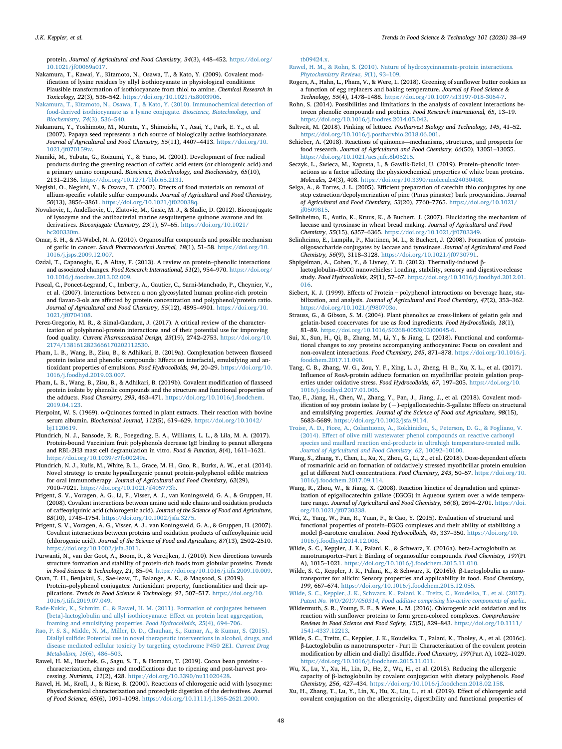protein. *Journal of Agricultural and Food Chemistry, 34*(3), 448–452. https://doi.org/10.1021/jf00069a017.

Nakamura, T., Kawai, Y., Kitamoto, N., Osawa, T., & Kato, Y. (2009). Covalent modification of lysine residues by allyl isothiocyanate in physiological conditions: Plausible transformation of isothiocyanate from thiol to amine. *Chemical Research in Toxicology, 22*(3), 536–542. https://doi.org/10.1021/tx8003906.

Nakamura, T., Kitamoto, N., Osawa, T., & Kato, Y. (2010). Immunochemical detection of food-derived isothiocyanate as a lysine conjugate. *Bioscience, Biotechnology, and Biochemistry, 74*(3), 536–540.

Nakamura, Y., Yoshimoto, M., Murata, Y., Shimoishi, Y., Asai, Y., Park, E. Y., et al. (2007). Papaya seed represents a rich source of biologically active isothiocyanate. *Journal of Agricultural and Food Chemistry, 55*(11), 4407–4413. https://doi.org/10.1021/jf070159w.

Namiki, M., Yabuta, G., Koizumi, Y., & Yano, M. (2001). Development of free radical products during the greening reaction of caffeic acid esters (or chlorogenic acid) and a primary amino compound. *Bioscience, Biotechnology, and Biochemistry, 65*(10), 2131–2136. https://doi.org/10.1271/bbb.65.2131.

Negishi, O., Negishi, Y., & Ozawa, T. (2002). Effects of food materials on removal of allium-specific volatile sulfur compounds. *Journal of Agricultural and Food Chemistry, 50*(13), 3856–3861. https://doi.org/10.1021/jf020038q.

Novakovic, I., Andelkovic, U., Zlatovic, M., Gasic, M. J., & Sladic, D. (2012). Bioconjugate of lysozyme and the antibacterial marine sesquiterpene quinone avarone and its derivatives. *Bioconjugate Chemistry, 23*(1), 57–65. https://doi.org/10.1021/bc200330m.

Omar, S. H., & Al-Wabel, N. A. (2010). Organosulfur compounds and possible mechanism of garlic in cancer. *Saudi Pharmaceutical Journal, 18*(1), 51–58. https://doi.org/10.1016/j.jsps.2009.12.007.

Ozdal, T., Capanoglu, E., & Altay, F. (2013). A review on protein–phenolic interactions and associated changes. *Food Research International, 51*(2), 954–970. https://doi.org/10.1016/j.foodres.2013.02.009.

Pascal, C., Poncet-Legrand, C., Imberty, A., Gautier, C., Sarni-Manchado, P., Cheynier, V., et al. (2007). Interactions between a non glycosylated human proline-rich protein and flavan-3-ols are affected by protein concentration and polyphenol/protein ratio. *Journal of Agricultural and Food Chemistry, 55*(12), 4895–4901. https://doi.org/10.1021/jf0704108.

Perez-Gregorio, M. R., & Simal-Gandara, J. (2017). A critical review of the characterization of polyphenol-protein interactions and of their potential use for improving food quality. *Current Pharmaceutical Design, 23*(19), 2742–2753. https://doi.org/10.2174/1381612823666170202112530.

Pham, L. B., Wang, B., Zisu, B., & Adhikari, B. (2019a). Complexation between flaxseed protein isolate and phenolic compounds: Effects on interfacial, emulsifying and antioxidant properties of emulsions. *Food Hydrocolloids, 94*, 20–29. https://doi.org/10.1016/j.foodhyd.2019.03.007.

Pham, L. B., Wang, B., Zisu, B., & Adhikari, B. (2019b). Covalent modification of flaxseed protein isolate by phenolic compounds and the structure and functional properties of the adducts. *Food Chemistry, 293*, 463–471. https://doi.org/10.1016/j.foodchem.2019.04.123.

Pierpoint, W. S. (1969). o-Quinones formed in plant extracts. Their reaction with bovine serum albumin. *Biochemical Journal, 112*(5), 619–629. https://doi.org/10.1042/bj1120619.

Plundrich, N. J., Bansode, R. R., Foegeding, E. A., Williams, L. L., & Lila, M. A. (2017). Protein-bound Vaccinium fruit polyphenols decrease IgE binding to peanut allergens and RBL-2H3 mast cell degranulation in vitro. *Food & Function, 8*(4), 1611–1621. https://doi.org/10.1039/c7fo00249a.

Plundrich, N. J., Kulis, M., White, B. L., Grace, M. H., Guo, R., Burks, A. W., et al. (2014). Novel strategy to create hypoallergenic peanut protein-polyphenol edible matrices for oral immunotherapy. *Journal of Agricultural and Food Chemistry, 62*(29), 7010–7021. https://doi.org/10.1021/jf405773b.

Prigent, S. V., Voragen, A. G., Li, F., Visser, A. J., van Koningsveld, G. A., & Gruppen, H. (2008). Covalent interactions between amino acid side chains and oxidation products of caffeoylquinic acid (chlorogenic acid). *Journal of the Science of Food and Agriculture, 88*(10), 1748–1754. https://doi.org/10.1002/jsfa.3275.

Prigent, S. V., Voragen, A. G., Visser, A. J., van Koningsveld, G. A., & Gruppen, H. (2007). Covalent interactions between proteins and oxidation products of caffeoylquinic acid (chlorogenic acid). *Journal of the Science of Food and Agriculture, 87*(13), 2502–2510. https://doi.org/10.1002/jsfa.3011.

Purwanti, N., van der Goot, A., Boom, R., & Vereijken, J. (2010). New directions towards structure formation and stability of protein-rich foods from globular proteins. *Trends in Food Science & Technology, 21*, 85–94. https://doi.org/10.1016/j.tifs.2009.10.009.

Quan, T. H., Benjakul, S., Sae-leaw, T., Balange, A. K., & Maqsood, S. (2019). Protein–polyphenol conjugates: Antioxidant property, functionalities and their applications. *Trends in Food Science & Technology, 91*, 507–517. https://doi.org/10.1016/j.tifs.2019.07.049.

Rade-Kukic, K., Schmitt, C., & Rawel, H. M. (2011). Formation of conjugates between [beta]-lactoglobulin and allyl isothiocyanate: Effect on protein heat aggregation, foaming and emulsifying properties. *Food Hydrocolloids, 25*(4), 694–706.

Rao, P. S. S., Midde, N. M., Miller, D. D., Chauhan, S., Kumar, A., & Kumar, S. (2015). Diallyl sulfide: Potential use in novel therapeutic interventions in alcohol, drugs, and disease mediated cellular toxicity by targeting cytochrome P450 2E1. *Current Drug Metabolism, 16*(6), 486–503.

Rawel, H. M., Huschek, G., Sagu, S. T., & Homann, T. (2019). Cocoa bean proteins - characterization, changes and modifications due to ripening and post-harvest processing. *Nutrients, 11*(2), 428. https://doi.org/10.3390/nu11020428.

Rawel, H. M., Kroll, J., & Riese, B. (2000). Reactions of chlorogenic acid with lysozyme: Physicochemical characterization and proteolytic digestion of the derivatives. *Journal of Food Science, 65*(6), 1091–1098. https://doi.org/10.1111/j.1365-2621.2000.tb09424.x.

Rawel, H. M., & Rohn, S. (2010). Nature of hydroxycinnamate-protein interactions. *Phytochemistry Reviews, 9*(1), 93–109.

Rogers, A., Hahn, L., Pham, V., & Were, L. (2018). Greening of sunflower butter cookies as a function of egg replacers and baking temperature. *Journal of Food Science & Technology, 55*(4), 1478–1488. https://doi.org/10.1007/s13197-018-3064-7.

Rohn, S. (2014). Possibilities and limitations in the analysis of covalent interactions between phenolic compounds and proteins. *Food Research International, 65*, 13–19. https://doi.org/10.1016/j.foodres.2014.05.042.

Saltveit, M. (2018). Pinking of lettuce. *Postharvest Biology and Technology, 145*, 41–52. https://doi.org/10.1016/j.postharvbio.2018.06.001.

Schieber, A. (2018). Reactions of quinones—mechanisms, structures, and prospects for food research. *Journal of Agricultural and Food Chemistry, 66*(50), 13051–13055. https://doi.org/10.1021/acs.jafc.8b05215.

Seczyk, L., Swieca, M., Kapusta, I., & Gawlik-Dziki, U. (2019). Protein–phenolic interactions as a factor affecting the physicochemical properties of white bean proteins. *Molecules, 24*(3), 408. https://doi.org/10.3390/molecules24030408.

Selga, A., & Torres, J. L. (2005). Efficient preparation of catechin thio conjugates by one step extraction/depolymerization of pine (Pinus pinaster) bark procyanidins. *Journal of Agricultural and Food Chemistry, 53*(20), 7760–7765. https://doi.org/10.1021/jf0509815.

Selinheimo, E., Autio, K., Kruus, K., & Buchert, J. (2007). Elucidating the mechanism of laccase and tyrosinase in wheat bread making. *Journal of Agricultural and Food Chemistry, 55*(15), 6357–6365. https://doi.org/10.1021/jf0703349.

Selinheimo, E., Lampila, P., Mattinen, M. L., & Buchert, J. (2008). Formation of protein-oligosaccharide conjugates by laccase and tyrosinase. *Journal of Agricultural and Food Chemistry, 56*(9), 3118–3128. https://doi.org/10.1021/jf0730791.

Shpigelman, A., Cohen, Y., & Livney, Y. D. (2012). Thermally-induced β-lactoglobulin–EGCG nanovehicles: Loading, stability, sensory and digestive-release study. *Food Hydrocolloids, 29*(1), 57–67. https://doi.org/10.1016/j.foodhyd.2012.01.016.

Siebert, K. J. (1999). Effects of Protein − polyphenol interactions on beverage haze, stabilization, and analysis. *Journal of Agricultural and Food Chemistry, 47*(2), 353–362. https://doi.org/10.1021/jf980703o.

Strauss, G., & Gibson, S. M. (2004). Plant phenolics as cross-linkers of gelatin gels and gelatin-based coacervates for use as food ingredients. *Food Hydrocolloids, 18*(1), 81–89. https://doi.org/10.1016/S0268-005X(03)00045-6.

Sui, X., Sun, H., Qi, B., Zhang, M., Li, Y., & Jiang, L. (2018). Functional and conformational changes to soy proteins accompanying anthocyanins: Focus on covalent and non-covalent interactions. *Food Chemistry, 245*, 871–878. https://doi.org/10.1016/j.foodchem.2017.11.090.

Tang, C. B., Zhang, W. G., Zou, Y. F., Xing, L. J., Zheng, H. B., Xu, X. L., et al. (2017). Influence of RosA-protein adducts formation on myofibrillar protein gelation properties under oxidative stress. *Food Hydrocolloids, 67*, 197–205. https://doi.org/10.1016/j.foodhyd.2017.01.006.

Tao, F., Jiang, H., Chen, W., Zhang, Y., Pan, J., Jiang, J., et al. (2018). Covalent modification of soy protein isolate by (−)-epigallocatechin-3-gallate: Effects on structural and emulsifying properties. *Journal of the Science of Food and Agriculture, 98*(15), 5683–5689. https://doi.org/10.1002/jsfa.9114.

Troise, A. D., Fiore, A., Colantuono, A., Kokkinidou, S., Peterson, D. G., & Fogliano, V. (2014). Effect of olive mill wastewater phenol compounds on reactive carbonyl species and maillard reaction end-products in ultrahigh temperature-treated milk. *Journal of Agricultural and Food Chemistry, 62*, 10092–10100.

Wang, S., Zhang, Y., Chen, L., Xu, X., Zhou, G., Li, Z., et al. (2018). Dose-dependent effects of rosmarinic acid on formation of oxidatively stressed myofibrillar protein emulsion gel at different NaCl concentrations. *Food Chemistry, 243*, 50–57. https://doi.org/10.1016/j.foodchem.2017.09.114.

Wang, R., Zhou, W., & Jiang, X. (2008). Reaction kinetics of degradation and epimerization of epigallocatechin gallate (EGCG) in Aqueous system over a wide temperature range. *Journal of Agricultural and Food Chemistry, 56*(8), 2694–2701. https://doi.org/10.1021/jf0730338.

Wei, Z., Yang, W., Fan, R., Yuan, F., & Gao, Y. (2015). Evaluation of structural and functional properties of protein–EGCG complexes and their ability of stabilizing a model β-carotene emulsion. *Food Hydrocolloids, 45*, 337–350. https://doi.org/10.1016/j.foodhyd.2014.12.008.

Wilde, S. C., Keppler, J. K., Palani, K., & Schwarz, K. (2016a). beta-Lactoglobulin as nanotransporter–Part I: Binding of organosulfur compounds. *Food Chemistry, 197*(Pt A), 1015–1021. https://doi.org/10.1016/j.foodchem.2015.11.010.

Wilde, S. C., Keppler, J. K., Palani, K., & Schwarz, K. (2016b). β-Lactoglobulin as nanotransporter for allicin: Sensory properties and applicability in food. *Food Chemistry, 199*, 667–674. https://doi.org/10.1016/j.foodchem.2015.12.055.

Wilde, S. C., Keppler, J. K., Schwarz, K., Palani, K., Treitz, C., Koudelka, T., et al. (2017). *Patent No. WO/2017/050314, Food additive comprising bio-active components of garlic*.

Wildermuth, S. R., Young, E. E., & Were, L. M. (2016). Chlorogenic acid oxidation and its reaction with sunflower proteins to form green-colored complexes. *Comprehensive Reviews in Food Science and Food Safety, 15*(5), 829–843. https://doi.org/10.1111/1541-4337.12213.

Wilde, S. C., Treitz, C., Keppler, J. K., Koudelka, T., Palani, K., Tholey, A., et al. (2016c). β-Lactoglobulin as nanotransporter - Part II: Characterization of the covalent protein modification by allicin and diallyl disulfide. *Food Chemistry, 197*(Part A), 1022–1029. https://doi.org/10.1016/j.foodchem.2015.11.011.

Wu, X., Lu, Y., Xu, H., Lin, D., He, Z., Wu, H., et al. (2018). Reducing the allergenic capacity of β-lactoglobulin by covalent conjugation with dietary polyphenols. *Food Chemistry, 256*, 427–434. https://doi.org/10.1016/j.foodchem.2018.02.158.

Xu, H., Zhang, T., Lu, Y., Lin, X., Hu, X., Liu, L., et al. (2019). Effect of chlorogenic acid covalent conjugation on the allergenicity, digestibility and functional properties of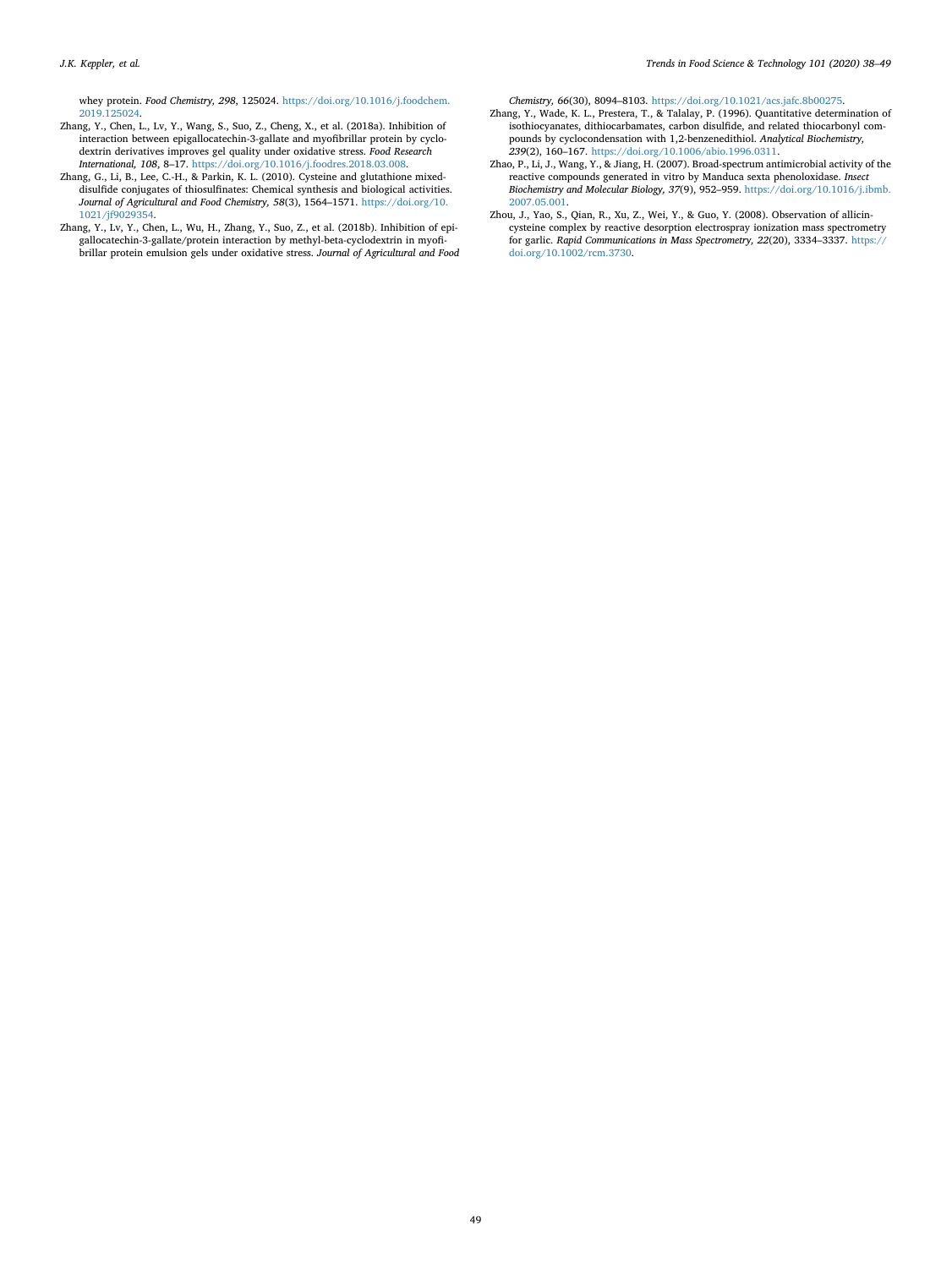whey protein. *Food Chemistry, 298*, 125024. https://doi.org/10.1016/j.foodchem.2019.125024.

Zhang, Y., Chen, L., Lv, Y., Wang, S., Suo, Z., Cheng, X., et al. (2018a). Inhibition of interaction between epigallocatechin-3-gallate and myofibrillar protein by cyclodextrin derivatives improves gel quality under oxidative stress. *Food Research International, 108*, 8–17. https://doi.org/10.1016/j.foodres.2018.03.008.

Zhang, G., Li, B., Lee, C.-H., & Parkin, K. L. (2010). Cysteine and glutathione mixed-disulfide conjugates of thiosulfinates: Chemical synthesis and biological activities. *Journal of Agricultural and Food Chemistry, 58*(3), 1564–1571. https://doi.org/10.1021/jf9029354.

Zhang, Y., Lv, Y., Chen, L., Wu, H., Zhang, Y., Suo, Z., et al. (2018b). Inhibition of epigallocatechin-3-gallate/protein interaction by methyl-beta-cyclodextrin in myofibrillar protein emulsion gels under oxidative stress. *Journal of Agricultural and Food Chemistry, 66*(30), 8094–8103. https://doi.org/10.1021/acs.jafc.8b00275.

Zhang, Y., Wade, K. L., Prestera, T., & Talalay, P. (1996). Quantitative determination of isothiocyanates, dithiocarbamates, carbon disulfide, and related thiocarbonyl compounds by cyclocondensation with 1,2-benzenedithiol. *Analytical Biochemistry, 239*(2), 160–167. https://doi.org/10.1006/abio.1996.0311.

Zhao, P., Li, J., Wang, Y., & Jiang, H. (2007). Broad-spectrum antimicrobial activity of the reactive compounds generated in vitro by Manduca sexta phenoloxidase. *Insect Biochemistry and Molecular Biology, 37*(9), 952–959. https://doi.org/10.1016/j.ibmb.2007.05.001.

Zhou, J., Yao, S., Qian, R., Xu, Z., Wei, Y., & Guo, Y. (2008). Observation of allicin-cysteine complex by reactive desorption electrospray ionization mass spectrometry for garlic. *Rapid Communications in Mass Spectrometry, 22*(20), 3334–3337. https://doi.org/10.1002/rcm.3730.